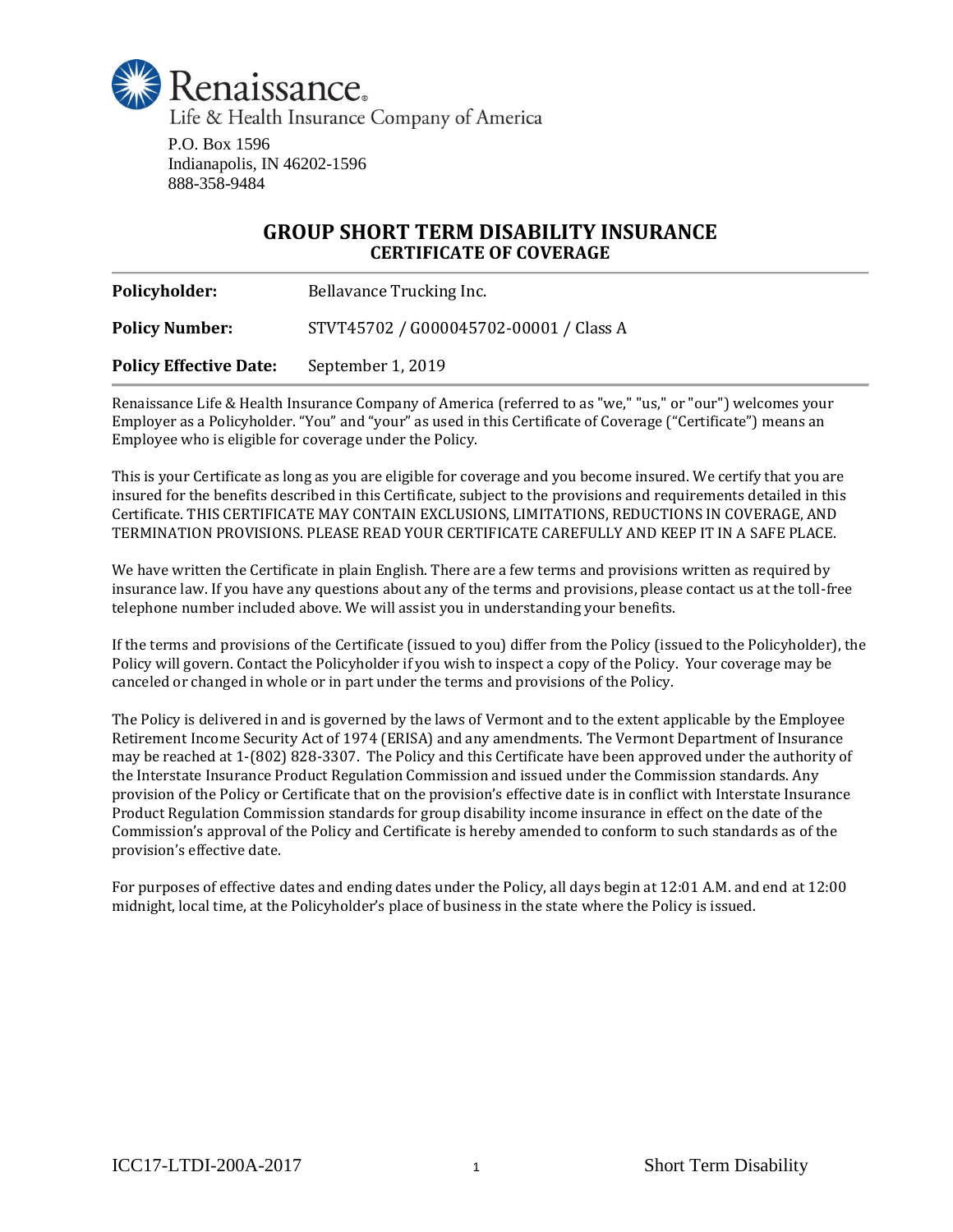Renaissance.
Life & Health Insurance Company of America

P.O. Box 1596
Indianapolis, IN 46202-1596
888-358-9484

# GROUP SHORT TERM DISABILITY INSURANCE
## CERTIFICATE OF COVERAGE

| | |
|---|---|
| **Policyholder:** | Bellavance Trucking Inc. |
| **Policy Number:** | STVT45702 / G000045702-00001 / Class A |
| **Policy Effective Date:** | September 1, 2019 |

Renaissance Life & Health Insurance Company of America (referred to as "we," "us," or "our") welcomes your Employer as a Policyholder. "You" and "your" as used in this Certificate of Coverage ("Certificate") means an Employee who is eligible for coverage under the Policy.

This is your Certificate as long as you are eligible for coverage and you become insured. We certify that you are insured for the benefits described in this Certificate, subject to the provisions and requirements detailed in this Certificate. THIS CERTIFICATE MAY CONTAIN EXCLUSIONS, LIMITATIONS, REDUCTIONS IN COVERAGE, AND TERMINATION PROVISIONS. PLEASE READ YOUR CERTIFICATE CAREFULLY AND KEEP IT IN A SAFE PLACE.

We have written the Certificate in plain English. There are a few terms and provisions written as required by insurance law. If you have any questions about any of the terms and provisions, please contact us at the toll-free telephone number included above. We will assist you in understanding your benefits.

If the terms and provisions of the Certificate (issued to you) differ from the Policy (issued to the Policyholder), the Policy will govern. Contact the Policyholder if you wish to inspect a copy of the Policy. Your coverage may be canceled or changed in whole or in part under the terms and provisions of the Policy.

The Policy is delivered in and is governed by the laws of Vermont and to the extent applicable by the Employee Retirement Income Security Act of 1974 (ERISA) and any amendments. The Vermont Department of Insurance may be reached at 1-(802) 828-3307. The Policy and this Certificate have been approved under the authority of the Interstate Insurance Product Regulation Commission and issued under the Commission standards. Any provision of the Policy or Certificate that on the provision's effective date is in conflict with Interstate Insurance Product Regulation Commission standards for group disability income insurance in effect on the date of the Commission's approval of the Policy and Certificate is hereby amended to conform to such standards as of the provision's effective date.

For purposes of effective dates and ending dates under the Policy, all days begin at 12:01 A.M. and end at 12:00 midnight, local time, at the Policyholder's place of business in the state where the Policy is issued.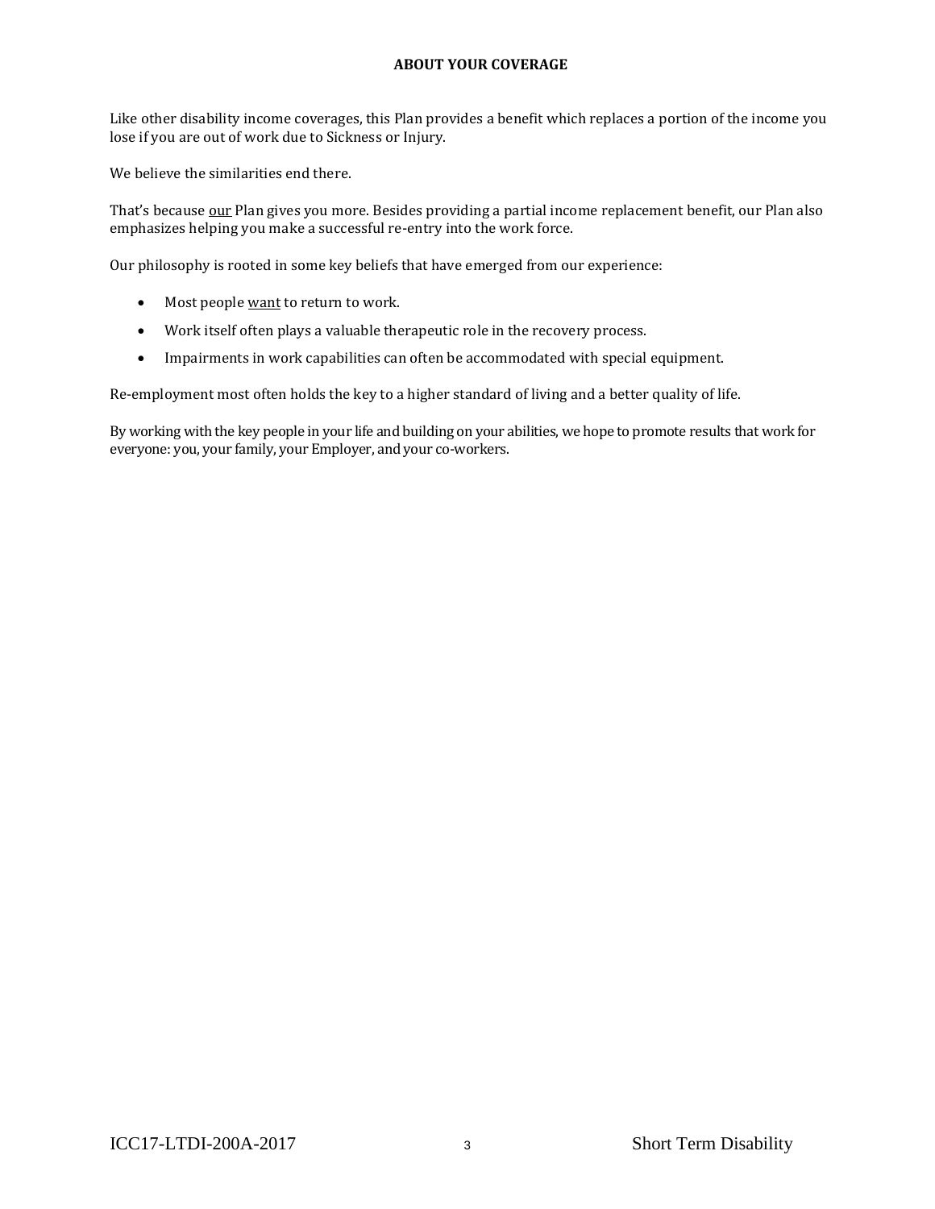# ABOUT YOUR COVERAGE

Like other disability income coverages, this Plan provides a benefit which replaces a portion of the income you lose if you are out of work due to Sickness or Injury.

We believe the similarities end there.

That's because <u>our</u> Plan gives you more. Besides providing a partial income replacement benefit, our Plan also emphasizes helping you make a successful re-entry into the work force.

Our philosophy is rooted in some key beliefs that have emerged from our experience:

- Most people <u>want</u> to return to work.
- Work itself often plays a valuable therapeutic role in the recovery process.
- Impairments in work capabilities can often be accommodated with special equipment.

Re-employment most often holds the key to a higher standard of living and a better quality of life.

By working with the key people in your life and building on your abilities, we hope to promote results that work for everyone: you, your family, your Employer, and your co-workers.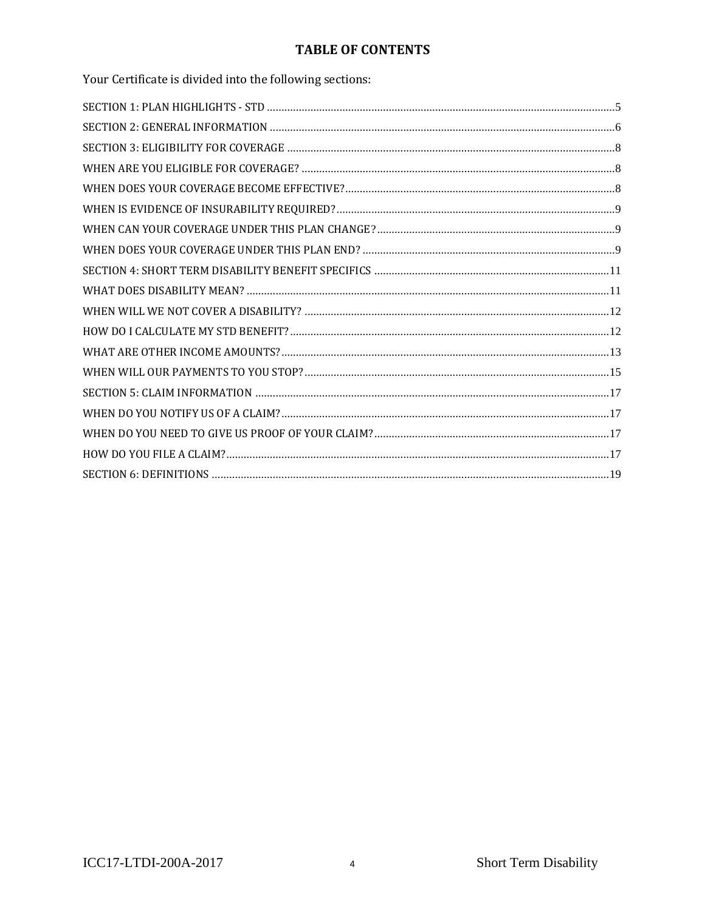# TABLE OF CONTENTS

Your Certificate is divided into the following sections:

SECTION 1: PLAN HIGHLIGHTS - STD ....................................................5
SECTION 2: GENERAL INFORMATION ....................................................6
SECTION 3: ELIGIBILITY FOR COVERAGE ....................................................8
WHEN ARE YOU ELIGIBLE FOR COVERAGE? ....................................................8
WHEN DOES YOUR COVERAGE BECOME EFFECTIVE? ....................................................8
WHEN IS EVIDENCE OF INSURABILITY REQUIRED? ....................................................9
WHEN CAN YOUR COVERAGE UNDER THIS PLAN CHANGE? ....................................................9
WHEN DOES YOUR COVERAGE UNDER THIS PLAN END? ....................................................9
SECTION 4: SHORT TERM DISABILITY BENEFIT SPECIFICS ....................................................11
WHAT DOES DISABILITY MEAN? ....................................................11
WHEN WILL WE NOT COVER A DISABILITY? ....................................................12
HOW DO I CALCULATE MY STD BENEFIT? ....................................................12
WHAT ARE OTHER INCOME AMOUNTS? ....................................................13
WHEN WILL OUR PAYMENTS TO YOU STOP? ....................................................15
SECTION 5: CLAIM INFORMATION ....................................................17
WHEN DO YOU NOTIFY US OF A CLAIM? ....................................................17
WHEN DO YOU NEED TO GIVE US PROOF OF YOUR CLAIM? ....................................................17
HOW DO YOU FILE A CLAIM? ....................................................17
SECTION 6: DEFINITIONS ....................................................19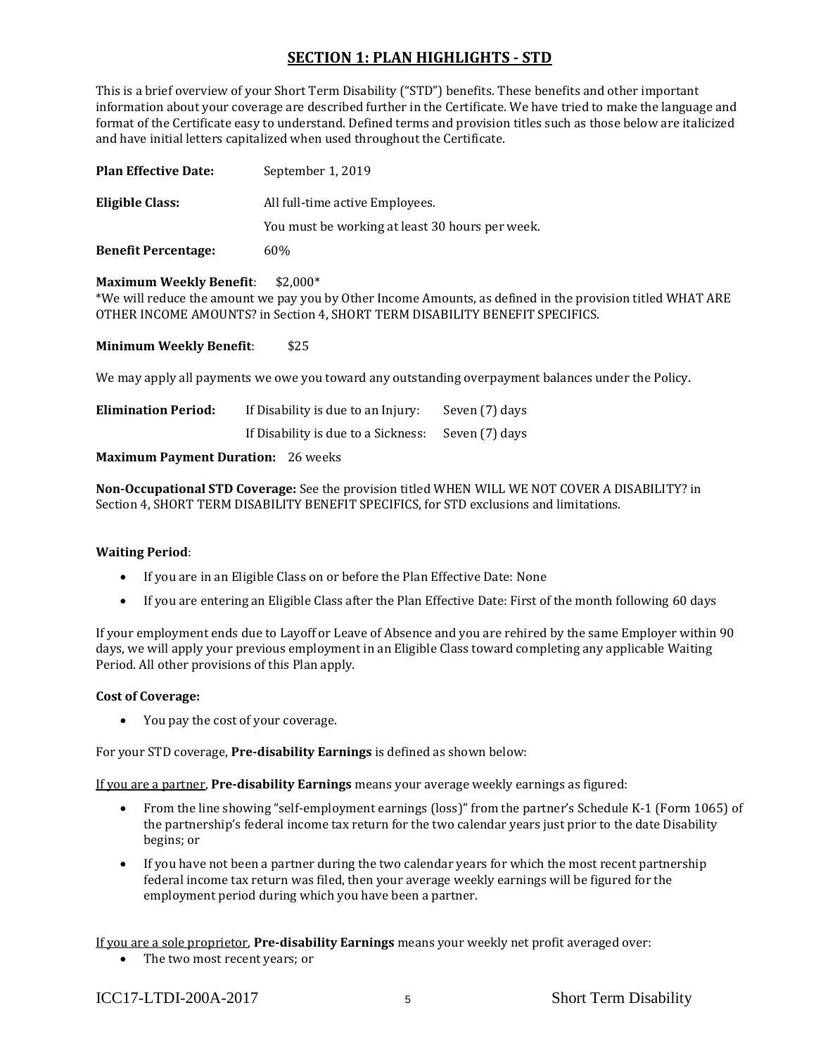## SECTION 1: PLAN HIGHLIGHTS - STD

This is a brief overview of your Short Term Disability ("STD") benefits. These benefits and other important information about your coverage are described further in the Certificate. We have tried to make the language and format of the Certificate easy to understand. Defined terms and provision titles such as those below are italicized and have initial letters capitalized when used throughout the Certificate.

**Plan Effective Date:** September 1, 2019

**Eligible Class:** All full-time active Employees.

You must be working at least 30 hours per week.

**Benefit Percentage:** 60%

**Maximum Weekly Benefit**: $2,000*

*We will reduce the amount we pay you by Other Income Amounts, as defined in the provision titled WHAT ARE OTHER INCOME AMOUNTS? in Section 4, SHORT TERM DISABILITY BENEFIT SPECIFICS.

**Minimum Weekly Benefit**: $25

We may apply all payments we owe you toward any outstanding overpayment balances under the Policy.

**Elimination Period:** If Disability is due to an Injury: Seven (7) days

If Disability is due to a Sickness: Seven (7) days

**Maximum Payment Duration:** 26 weeks

**Non-Occupational STD Coverage:** See the provision titled WHEN WILL WE NOT COVER A DISABILITY? in Section 4, SHORT TERM DISABILITY BENEFIT SPECIFICS, for STD exclusions and limitations.

**Waiting Period**:

- If you are in an Eligible Class on or before the Plan Effective Date: None
- If you are entering an Eligible Class after the Plan Effective Date: First of the month following 60 days

If your employment ends due to Layoff or Leave of Absence and you are rehired by the same Employer within 90 days, we will apply your previous employment in an Eligible Class toward completing any applicable Waiting Period. All other provisions of this Plan apply.

**Cost of Coverage:**

- You pay the cost of your coverage.

For your STD coverage, **Pre-disability Earnings** is defined as shown below:

If you are a partner, **Pre-disability Earnings** means your average weekly earnings as figured:

- From the line showing "self-employment earnings (loss)" from the partner's Schedule K-1 (Form 1065) of the partnership's federal income tax return for the two calendar years just prior to the date Disability begins; or
- If you have not been a partner during the two calendar years for which the most recent partnership federal income tax return was filed, then your average weekly earnings will be figured for the employment period during which you have been a partner.

If you are a sole proprietor, **Pre-disability Earnings** means your weekly net profit averaged over:

- The two most recent years; or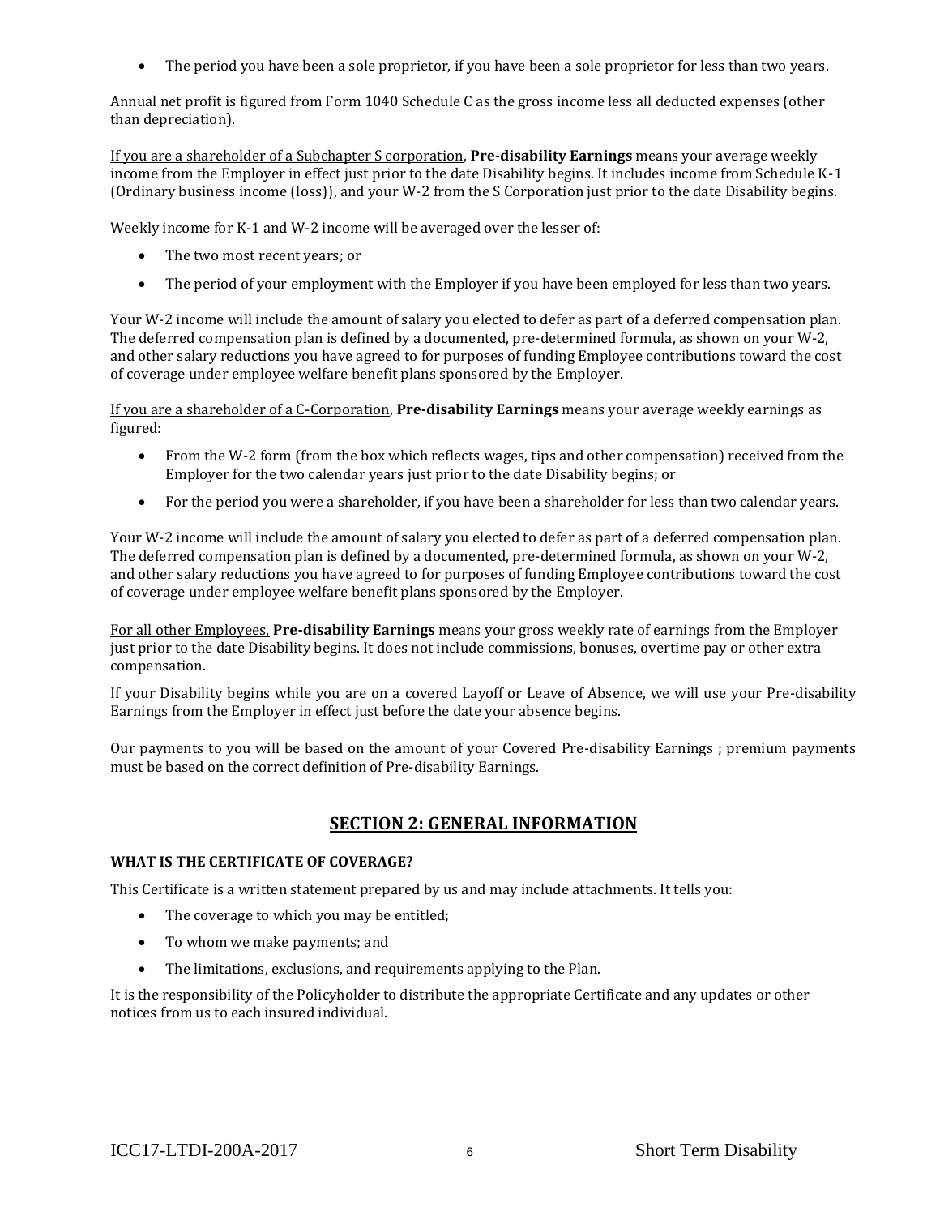- The period you have been a sole proprietor, if you have been a sole proprietor for less than two years.

Annual net profit is figured from Form 1040 Schedule C as the gross income less all deducted expenses (other than depreciation).

If you are a shareholder of a Subchapter S corporation, **Pre-disability Earnings** means your average weekly income from the Employer in effect just prior to the date Disability begins. It includes income from Schedule K-1 (Ordinary business income (loss)), and your W-2 from the S Corporation just prior to the date Disability begins.

Weekly income for K-1 and W-2 income will be averaged over the lesser of:

- The two most recent years; or
- The period of your employment with the Employer if you have been employed for less than two years.

Your W-2 income will include the amount of salary you elected to defer as part of a deferred compensation plan. The deferred compensation plan is defined by a documented, pre-determined formula, as shown on your W-2, and other salary reductions you have agreed to for purposes of funding Employee contributions toward the cost of coverage under employee welfare benefit plans sponsored by the Employer.

If you are a shareholder of a C-Corporation, **Pre-disability Earnings** means your average weekly earnings as figured:

- From the W-2 form (from the box which reflects wages, tips and other compensation) received from the Employer for the two calendar years just prior to the date Disability begins; or
- For the period you were a shareholder, if you have been a shareholder for less than two calendar years.

Your W-2 income will include the amount of salary you elected to defer as part of a deferred compensation plan. The deferred compensation plan is defined by a documented, pre-determined formula, as shown on your W-2, and other salary reductions you have agreed to for purposes of funding Employee contributions toward the cost of coverage under employee welfare benefit plans sponsored by the Employer.

For all other Employees, **Pre-disability Earnings** means your gross weekly rate of earnings from the Employer just prior to the date Disability begins. It does not include commissions, bonuses, overtime pay or other extra compensation.

If your Disability begins while you are on a covered Layoff or Leave of Absence, we will use your Pre-disability Earnings from the Employer in effect just before the date your absence begins.

Our payments to you will be based on the amount of your Covered Pre-disability Earnings ; premium payments must be based on the correct definition of Pre-disability Earnings.

## SECTION 2: GENERAL INFORMATION

### WHAT IS THE CERTIFICATE OF COVERAGE?

This Certificate is a written statement prepared by us and may include attachments. It tells you:

- The coverage to which you may be entitled;
- To whom we make payments; and
- The limitations, exclusions, and requirements applying to the Plan.

It is the responsibility of the Policyholder to distribute the appropriate Certificate and any updates or other notices from us to each insured individual.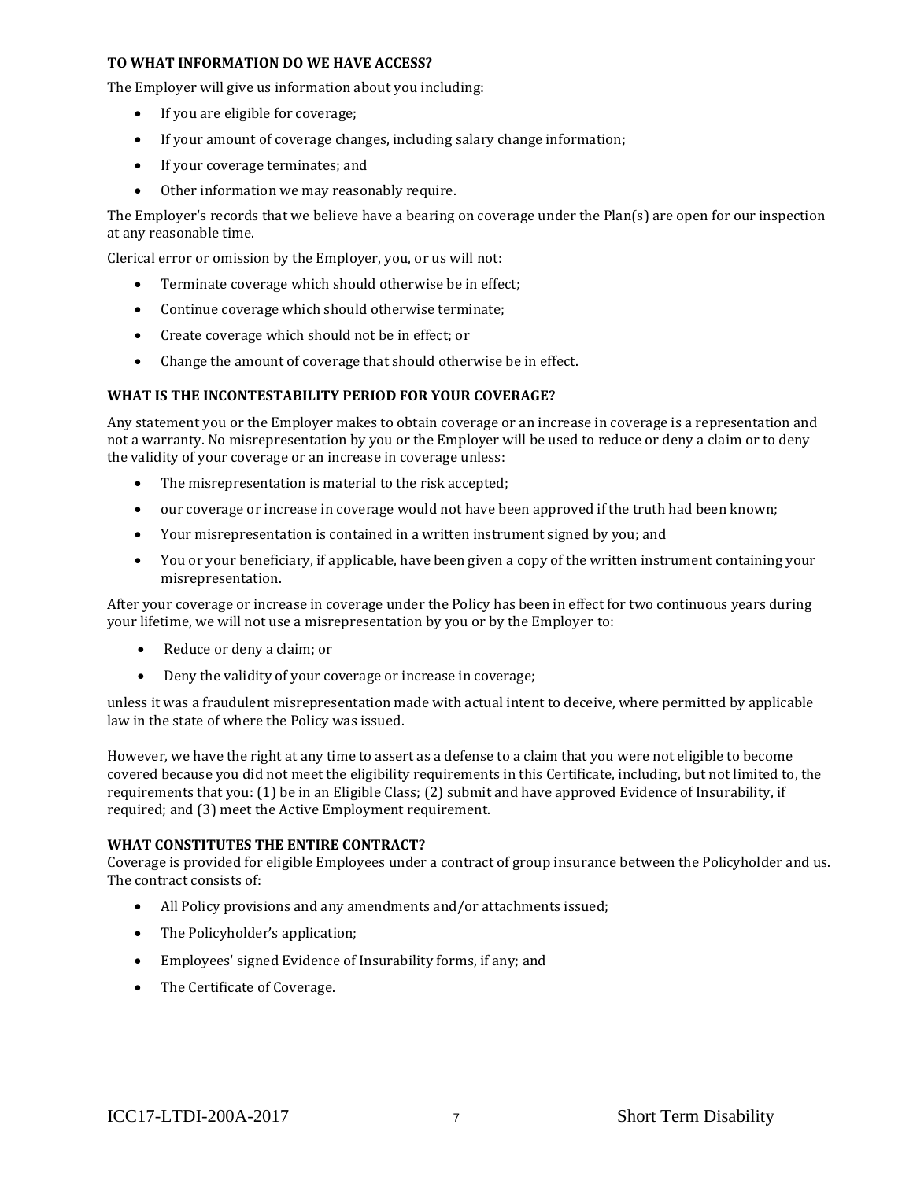**TO WHAT INFORMATION DO WE HAVE ACCESS?**

The Employer will give us information about you including:

- If you are eligible for coverage;
- If your amount of coverage changes, including salary change information;
- If your coverage terminates; and
- Other information we may reasonably require.

The Employer's records that we believe have a bearing on coverage under the Plan(s) are open for our inspection at any reasonable time.

Clerical error or omission by the Employer, you, or us will not:

- Terminate coverage which should otherwise be in effect;
- Continue coverage which should otherwise terminate;
- Create coverage which should not be in effect; or
- Change the amount of coverage that should otherwise be in effect.

**WHAT IS THE INCONTESTABILITY PERIOD FOR YOUR COVERAGE?**

Any statement you or the Employer makes to obtain coverage or an increase in coverage is a representation and not a warranty. No misrepresentation by you or the Employer will be used to reduce or deny a claim or to deny the validity of your coverage or an increase in coverage unless:

- The misrepresentation is material to the risk accepted;
- our coverage or increase in coverage would not have been approved if the truth had been known;
- Your misrepresentation is contained in a written instrument signed by you; and
- You or your beneficiary, if applicable, have been given a copy of the written instrument containing your misrepresentation.

After your coverage or increase in coverage under the Policy has been in effect for two continuous years during your lifetime, we will not use a misrepresentation by you or by the Employer to:

- Reduce or deny a claim; or
- Deny the validity of your coverage or increase in coverage;

unless it was a fraudulent misrepresentation made with actual intent to deceive, where permitted by applicable law in the state of where the Policy was issued.

However, we have the right at any time to assert as a defense to a claim that you were not eligible to become covered because you did not meet the eligibility requirements in this Certificate, including, but not limited to, the requirements that you: (1) be in an Eligible Class; (2) submit and have approved Evidence of Insurability, if required; and (3) meet the Active Employment requirement.

**WHAT CONSTITUTES THE ENTIRE CONTRACT?**

Coverage is provided for eligible Employees under a contract of group insurance between the Policyholder and us. The contract consists of:

- All Policy provisions and any amendments and/or attachments issued;
- The Policyholder's application;
- Employees' signed Evidence of Insurability forms, if any; and
- The Certificate of Coverage.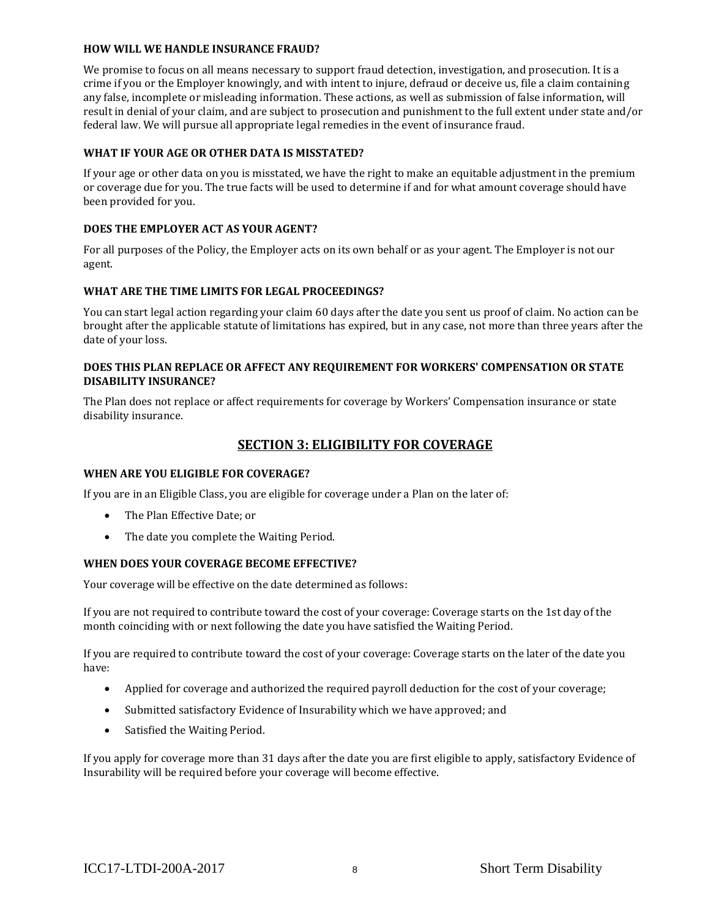**HOW WILL WE HANDLE INSURANCE FRAUD?**

We promise to focus on all means necessary to support fraud detection, investigation, and prosecution. It is a crime if you or the Employer knowingly, and with intent to injure, defraud or deceive us, file a claim containing any false, incomplete or misleading information. These actions, as well as submission of false information, will result in denial of your claim, and are subject to prosecution and punishment to the full extent under state and/or federal law. We will pursue all appropriate legal remedies in the event of insurance fraud.

**WHAT IF YOUR AGE OR OTHER DATA IS MISSTATED?**

If your age or other data on you is misstated, we have the right to make an equitable adjustment in the premium or coverage due for you. The true facts will be used to determine if and for what amount coverage should have been provided for you.

**DOES THE EMPLOYER ACT AS YOUR AGENT?**

For all purposes of the Policy, the Employer acts on its own behalf or as your agent. The Employer is not our agent.

**WHAT ARE THE TIME LIMITS FOR LEGAL PROCEEDINGS?**

You can start legal action regarding your claim 60 days after the date you sent us proof of claim. No action can be brought after the applicable statute of limitations has expired, but in any case, not more than three years after the date of your loss.

**DOES THIS PLAN REPLACE OR AFFECT ANY REQUIREMENT FOR WORKERS' COMPENSATION OR STATE DISABILITY INSURANCE?**

The Plan does not replace or affect requirements for coverage by Workers' Compensation insurance or state disability insurance.

## SECTION 3: ELIGIBILITY FOR COVERAGE

**WHEN ARE YOU ELIGIBLE FOR COVERAGE?**

If you are in an Eligible Class, you are eligible for coverage under a Plan on the later of:

- The Plan Effective Date; or
- The date you complete the Waiting Period.

**WHEN DOES YOUR COVERAGE BECOME EFFECTIVE?**

Your coverage will be effective on the date determined as follows:

If you are not required to contribute toward the cost of your coverage: Coverage starts on the 1st day of the month coinciding with or next following the date you have satisfied the Waiting Period.

If you are required to contribute toward the cost of your coverage: Coverage starts on the later of the date you have:

- Applied for coverage and authorized the required payroll deduction for the cost of your coverage;
- Submitted satisfactory Evidence of Insurability which we have approved; and
- Satisfied the Waiting Period.

If you apply for coverage more than 31 days after the date you are first eligible to apply, satisfactory Evidence of Insurability will be required before your coverage will become effective.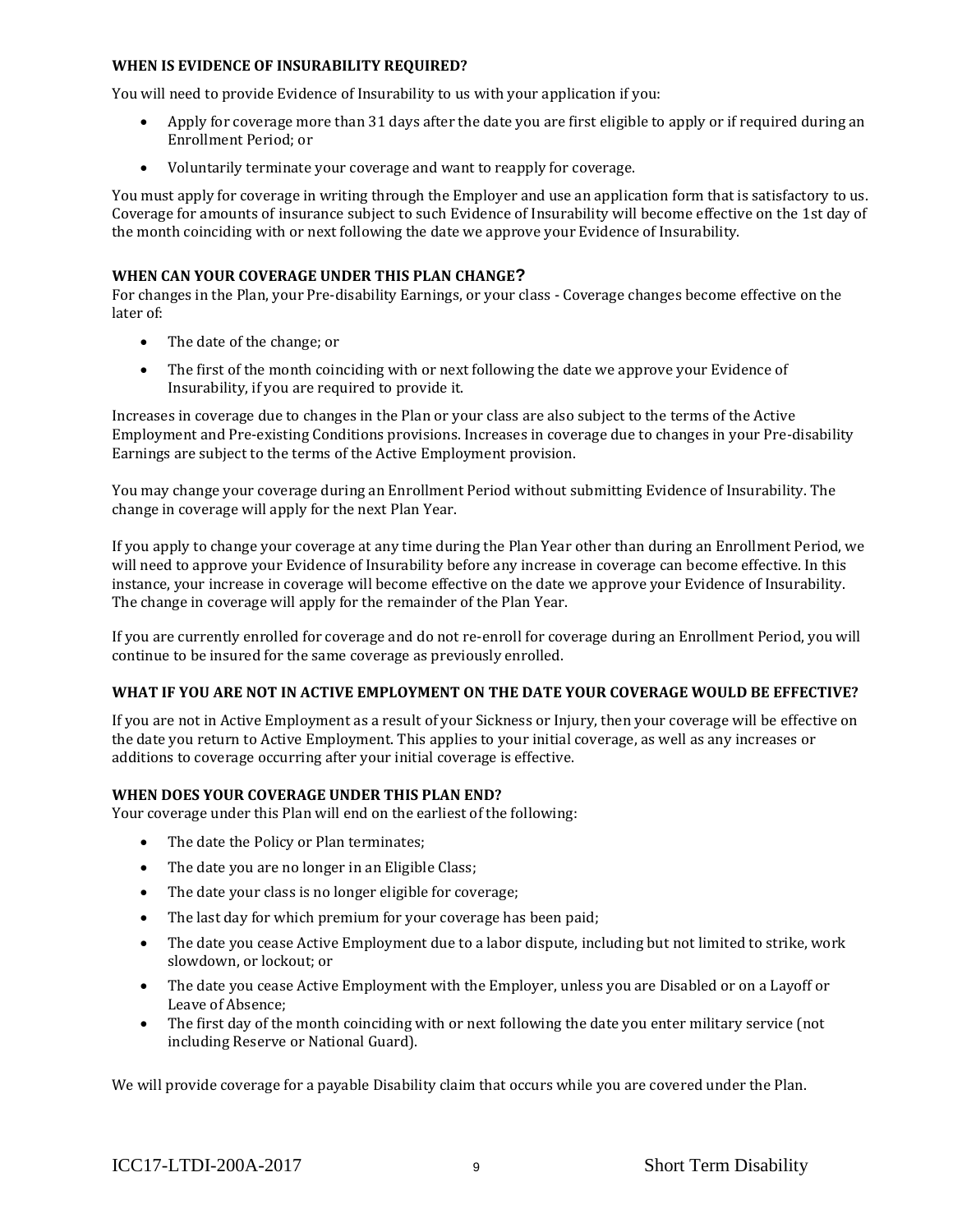### WHEN IS EVIDENCE OF INSURABILITY REQUIRED?

You will need to provide Evidence of Insurability to us with your application if you:

- Apply for coverage more than 31 days after the date you are first eligible to apply or if required during an Enrollment Period; or
- Voluntarily terminate your coverage and want to reapply for coverage.

You must apply for coverage in writing through the Employer and use an application form that is satisfactory to us. Coverage for amounts of insurance subject to such Evidence of Insurability will become effective on the 1st day of the month coinciding with or next following the date we approve your Evidence of Insurability.

### WHEN CAN YOUR COVERAGE UNDER THIS PLAN CHANGE?

For changes in the Plan, your Pre-disability Earnings, or your class - Coverage changes become effective on the later of:

- The date of the change; or
- The first of the month coinciding with or next following the date we approve your Evidence of Insurability, if you are required to provide it.

Increases in coverage due to changes in the Plan or your class are also subject to the terms of the Active Employment and Pre-existing Conditions provisions. Increases in coverage due to changes in your Pre-disability Earnings are subject to the terms of the Active Employment provision.

You may change your coverage during an Enrollment Period without submitting Evidence of Insurability. The change in coverage will apply for the next Plan Year.

If you apply to change your coverage at any time during the Plan Year other than during an Enrollment Period, we will need to approve your Evidence of Insurability before any increase in coverage can become effective. In this instance, your increase in coverage will become effective on the date we approve your Evidence of Insurability. The change in coverage will apply for the remainder of the Plan Year.

If you are currently enrolled for coverage and do not re-enroll for coverage during an Enrollment Period, you will continue to be insured for the same coverage as previously enrolled.

### WHAT IF YOU ARE NOT IN ACTIVE EMPLOYMENT ON THE DATE YOUR COVERAGE WOULD BE EFFECTIVE?

If you are not in Active Employment as a result of your Sickness or Injury, then your coverage will be effective on the date you return to Active Employment. This applies to your initial coverage, as well as any increases or additions to coverage occurring after your initial coverage is effective.

### WHEN DOES YOUR COVERAGE UNDER THIS PLAN END?

Your coverage under this Plan will end on the earliest of the following:

- The date the Policy or Plan terminates;
- The date you are no longer in an Eligible Class;
- The date your class is no longer eligible for coverage;
- The last day for which premium for your coverage has been paid;
- The date you cease Active Employment due to a labor dispute, including but not limited to strike, work slowdown, or lockout; or
- The date you cease Active Employment with the Employer, unless you are Disabled or on a Layoff or Leave of Absence;
- The first day of the month coinciding with or next following the date you enter military service (not including Reserve or National Guard).

We will provide coverage for a payable Disability claim that occurs while you are covered under the Plan.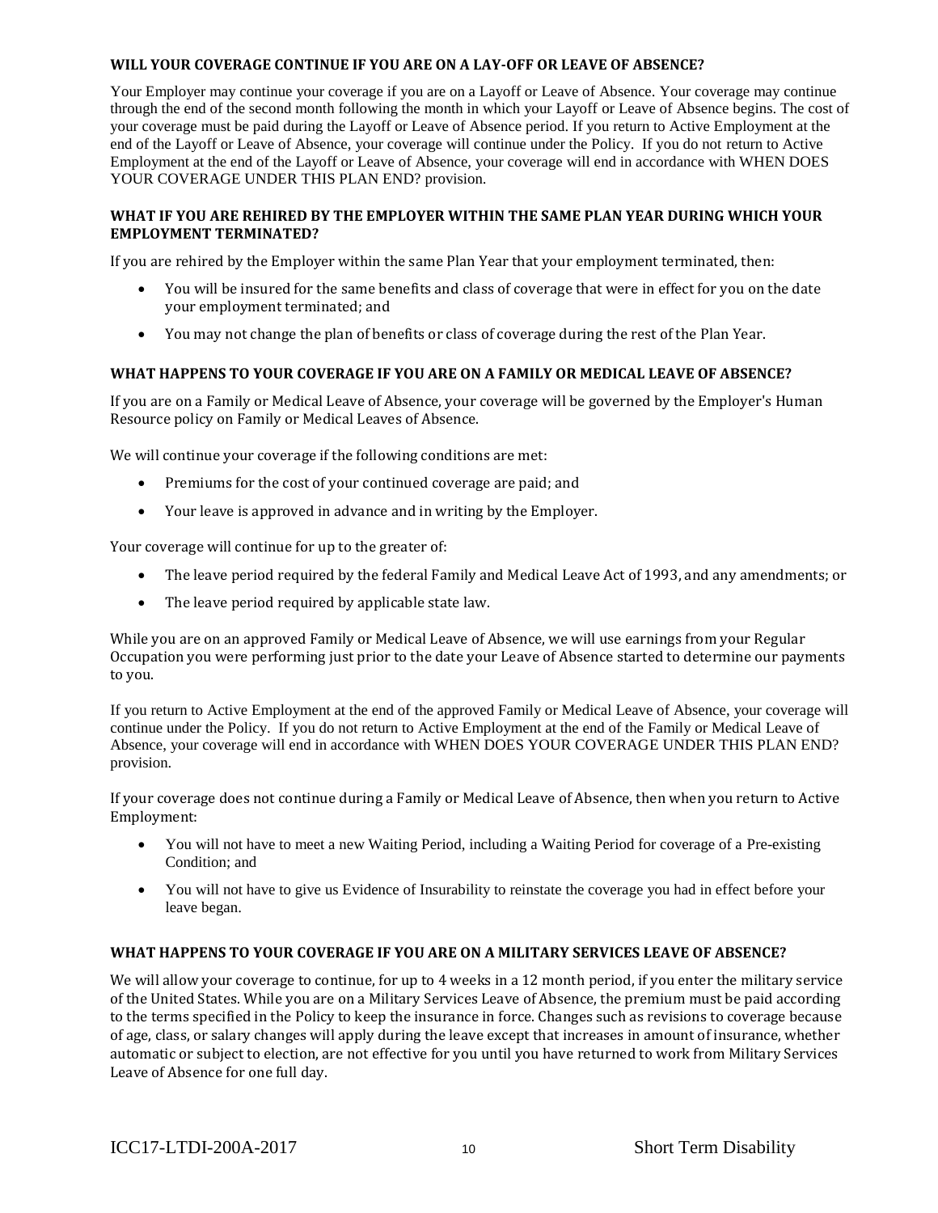### WILL YOUR COVERAGE CONTINUE IF YOU ARE ON A LAY-OFF OR LEAVE OF ABSENCE?

Your Employer may continue your coverage if you are on a Layoff or Leave of Absence. Your coverage may continue through the end of the second month following the month in which your Layoff or Leave of Absence begins. The cost of your coverage must be paid during the Layoff or Leave of Absence period. If you return to Active Employment at the end of the Layoff or Leave of Absence, your coverage will continue under the Policy. If you do not return to Active Employment at the end of the Layoff or Leave of Absence, your coverage will end in accordance with WHEN DOES YOUR COVERAGE UNDER THIS PLAN END? provision.

### WHAT IF YOU ARE REHIRED BY THE EMPLOYER WITHIN THE SAME PLAN YEAR DURING WHICH YOUR EMPLOYMENT TERMINATED?

If you are rehired by the Employer within the same Plan Year that your employment terminated, then:

- You will be insured for the same benefits and class of coverage that were in effect for you on the date your employment terminated; and
- You may not change the plan of benefits or class of coverage during the rest of the Plan Year.

### WHAT HAPPENS TO YOUR COVERAGE IF YOU ARE ON A FAMILY OR MEDICAL LEAVE OF ABSENCE?

If you are on a Family or Medical Leave of Absence, your coverage will be governed by the Employer's Human Resource policy on Family or Medical Leaves of Absence.

We will continue your coverage if the following conditions are met:

- Premiums for the cost of your continued coverage are paid; and
- Your leave is approved in advance and in writing by the Employer.

Your coverage will continue for up to the greater of:

- The leave period required by the federal Family and Medical Leave Act of 1993, and any amendments; or
- The leave period required by applicable state law.

While you are on an approved Family or Medical Leave of Absence, we will use earnings from your Regular Occupation you were performing just prior to the date your Leave of Absence started to determine our payments to you.

If you return to Active Employment at the end of the approved Family or Medical Leave of Absence, your coverage will continue under the Policy. If you do not return to Active Employment at the end of the Family or Medical Leave of Absence, your coverage will end in accordance with WHEN DOES YOUR COVERAGE UNDER THIS PLAN END? provision.

If your coverage does not continue during a Family or Medical Leave of Absence, then when you return to Active Employment:

- You will not have to meet a new Waiting Period, including a Waiting Period for coverage of a Pre-existing Condition; and
- You will not have to give us Evidence of Insurability to reinstate the coverage you had in effect before your leave began.

### WHAT HAPPENS TO YOUR COVERAGE IF YOU ARE ON A MILITARY SERVICES LEAVE OF ABSENCE?

We will allow your coverage to continue, for up to 4 weeks in a 12 month period, if you enter the military service of the United States. While you are on a Military Services Leave of Absence, the premium must be paid according to the terms specified in the Policy to keep the insurance in force. Changes such as revisions to coverage because of age, class, or salary changes will apply during the leave except that increases in amount of insurance, whether automatic or subject to election, are not effective for you until you have returned to work from Military Services Leave of Absence for one full day.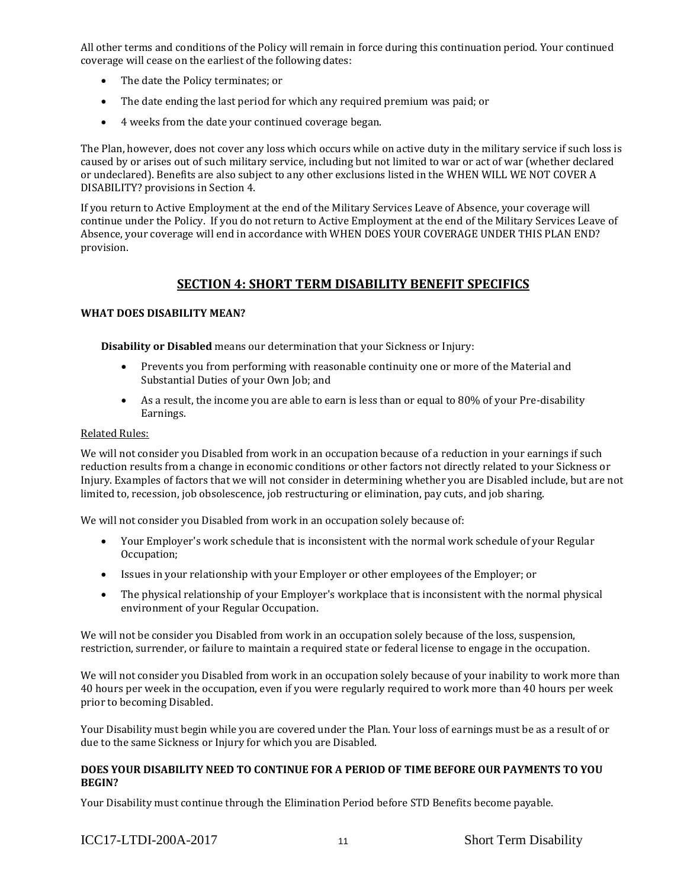All other terms and conditions of the Policy will remain in force during this continuation period. Your continued coverage will cease on the earliest of the following dates:

- The date the Policy terminates; or
- The date ending the last period for which any required premium was paid; or
- 4 weeks from the date your continued coverage began.

The Plan, however, does not cover any loss which occurs while on active duty in the military service if such loss is caused by or arises out of such military service, including but not limited to war or act of war (whether declared or undeclared). Benefits are also subject to any other exclusions listed in the WHEN WILL WE NOT COVER A DISABILITY? provisions in Section 4.

If you return to Active Employment at the end of the Military Services Leave of Absence, your coverage will continue under the Policy. If you do not return to Active Employment at the end of the Military Services Leave of Absence, your coverage will end in accordance with WHEN DOES YOUR COVERAGE UNDER THIS PLAN END? provision.

## SECTION 4: SHORT TERM DISABILITY BENEFIT SPECIFICS

### WHAT DOES DISABILITY MEAN?

**Disability or Disabled** means our determination that your Sickness or Injury:

- Prevents you from performing with reasonable continuity one or more of the Material and Substantial Duties of your Own Job; and
- As a result, the income you are able to earn is less than or equal to 80% of your Pre-disability Earnings.

Related Rules:

We will not consider you Disabled from work in an occupation because of a reduction in your earnings if such reduction results from a change in economic conditions or other factors not directly related to your Sickness or Injury. Examples of factors that we will not consider in determining whether you are Disabled include, but are not limited to, recession, job obsolescence, job restructuring or elimination, pay cuts, and job sharing.

We will not consider you Disabled from work in an occupation solely because of:

- Your Employer's work schedule that is inconsistent with the normal work schedule of your Regular Occupation;
- Issues in your relationship with your Employer or other employees of the Employer; or
- The physical relationship of your Employer's workplace that is inconsistent with the normal physical environment of your Regular Occupation.

We will not be consider you Disabled from work in an occupation solely because of the loss, suspension, restriction, surrender, or failure to maintain a required state or federal license to engage in the occupation.

We will not consider you Disabled from work in an occupation solely because of your inability to work more than 40 hours per week in the occupation, even if you were regularly required to work more than 40 hours per week prior to becoming Disabled.

Your Disability must begin while you are covered under the Plan. Your loss of earnings must be as a result of or due to the same Sickness or Injury for which you are Disabled.

### DOES YOUR DISABILITY NEED TO CONTINUE FOR A PERIOD OF TIME BEFORE OUR PAYMENTS TO YOU BEGIN?

Your Disability must continue through the Elimination Period before STD Benefits become payable.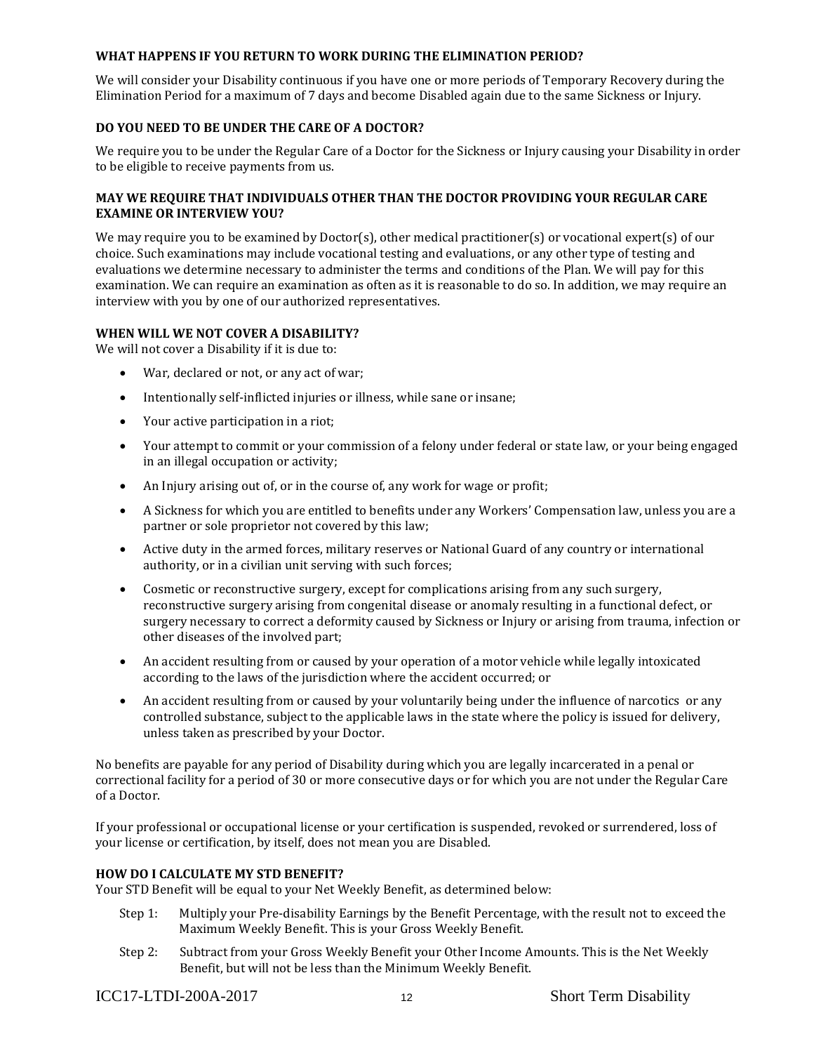**WHAT HAPPENS IF YOU RETURN TO WORK DURING THE ELIMINATION PERIOD?**

We will consider your Disability continuous if you have one or more periods of Temporary Recovery during the Elimination Period for a maximum of 7 days and become Disabled again due to the same Sickness or Injury.

**DO YOU NEED TO BE UNDER THE CARE OF A DOCTOR?**

We require you to be under the Regular Care of a Doctor for the Sickness or Injury causing your Disability in order to be eligible to receive payments from us.

**MAY WE REQUIRE THAT INDIVIDUALS OTHER THAN THE DOCTOR PROVIDING YOUR REGULAR CARE EXAMINE OR INTERVIEW YOU?**

We may require you to be examined by Doctor(s), other medical practitioner(s) or vocational expert(s) of our choice. Such examinations may include vocational testing and evaluations, or any other type of testing and evaluations we determine necessary to administer the terms and conditions of the Plan. We will pay for this examination. We can require an examination as often as it is reasonable to do so. In addition, we may require an interview with you by one of our authorized representatives.

**WHEN WILL WE NOT COVER A DISABILITY?**

We will not cover a Disability if it is due to:

- War, declared or not, or any act of war;
- Intentionally self-inflicted injuries or illness, while sane or insane;
- Your active participation in a riot;
- Your attempt to commit or your commission of a felony under federal or state law, or your being engaged in an illegal occupation or activity;
- An Injury arising out of, or in the course of, any work for wage or profit;
- A Sickness for which you are entitled to benefits under any Workers' Compensation law, unless you are a partner or sole proprietor not covered by this law;
- Active duty in the armed forces, military reserves or National Guard of any country or international authority, or in a civilian unit serving with such forces;
- Cosmetic or reconstructive surgery, except for complications arising from any such surgery, reconstructive surgery arising from congenital disease or anomaly resulting in a functional defect, or surgery necessary to correct a deformity caused by Sickness or Injury or arising from trauma, infection or other diseases of the involved part;
- An accident resulting from or caused by your operation of a motor vehicle while legally intoxicated according to the laws of the jurisdiction where the accident occurred; or
- An accident resulting from or caused by your voluntarily being under the influence of narcotics or any controlled substance, subject to the applicable laws in the state where the policy is issued for delivery, unless taken as prescribed by your Doctor.

No benefits are payable for any period of Disability during which you are legally incarcerated in a penal or correctional facility for a period of 30 or more consecutive days or for which you are not under the Regular Care of a Doctor.

If your professional or occupational license or your certification is suspended, revoked or surrendered, loss of your license or certification, by itself, does not mean you are Disabled.

**HOW DO I CALCULATE MY STD BENEFIT?**

Your STD Benefit will be equal to your Net Weekly Benefit, as determined below:

Step 1: Multiply your Pre-disability Earnings by the Benefit Percentage, with the result not to exceed the Maximum Weekly Benefit. This is your Gross Weekly Benefit.

Step 2: Subtract from your Gross Weekly Benefit your Other Income Amounts. This is the Net Weekly Benefit, but will not be less than the Minimum Weekly Benefit.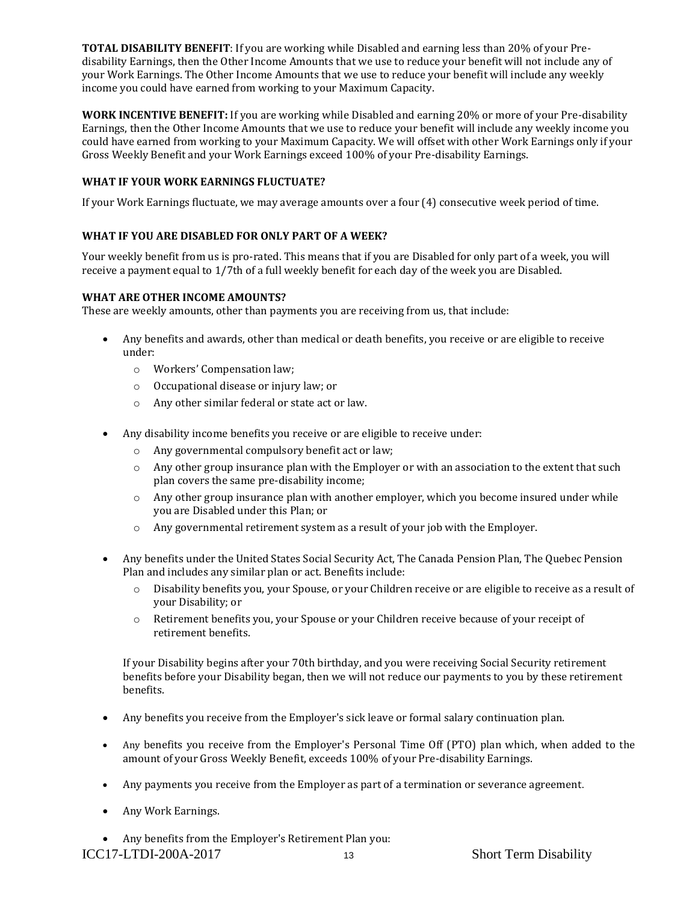**TOTAL DISABILITY BENEFIT**: If you are working while Disabled and earning less than 20% of your Pre-disability Earnings, then the Other Income Amounts that we use to reduce your benefit will not include any of your Work Earnings. The Other Income Amounts that we use to reduce your benefit will include any weekly income you could have earned from working to your Maximum Capacity.

**WORK INCENTIVE BENEFIT:** If you are working while Disabled and earning 20% or more of your Pre-disability Earnings, then the Other Income Amounts that we use to reduce your benefit will include any weekly income you could have earned from working to your Maximum Capacity. We will offset with other Work Earnings only if your Gross Weekly Benefit and your Work Earnings exceed 100% of your Pre-disability Earnings.

**WHAT IF YOUR WORK EARNINGS FLUCTUATE?**

If your Work Earnings fluctuate, we may average amounts over a four (4) consecutive week period of time.

**WHAT IF YOU ARE DISABLED FOR ONLY PART OF A WEEK?**

Your weekly benefit from us is pro-rated. This means that if you are Disabled for only part of a week, you will receive a payment equal to 1/7th of a full weekly benefit for each day of the week you are Disabled.

**WHAT ARE OTHER INCOME AMOUNTS?**

These are weekly amounts, other than payments you are receiving from us, that include:

- Any benefits and awards, other than medical or death benefits, you receive or are eligible to receive under:
  - Workers' Compensation law;
  - Occupational disease or injury law; or
  - Any other similar federal or state act or law.
- Any disability income benefits you receive or are eligible to receive under:
  - Any governmental compulsory benefit act or law;
  - Any other group insurance plan with the Employer or with an association to the extent that such plan covers the same pre-disability income;
  - Any other group insurance plan with another employer, which you become insured under while you are Disabled under this Plan; or
  - Any governmental retirement system as a result of your job with the Employer.
- Any benefits under the United States Social Security Act, The Canada Pension Plan, The Quebec Pension Plan and includes any similar plan or act. Benefits include:
  - Disability benefits you, your Spouse, or your Children receive or are eligible to receive as a result of your Disability; or
  - Retirement benefits you, your Spouse or your Children receive because of your receipt of retirement benefits.

  If your Disability begins after your 70th birthday, and you were receiving Social Security retirement benefits before your Disability began, then we will not reduce our payments to you by these retirement benefits.
- Any benefits you receive from the Employer's sick leave or formal salary continuation plan.
- Any benefits you receive from the Employer's Personal Time Off (PTO) plan which, when added to the amount of your Gross Weekly Benefit, exceeds 100% of your Pre-disability Earnings.
- Any payments you receive from the Employer as part of a termination or severance agreement.
- Any Work Earnings.
- Any benefits from the Employer's Retirement Plan you: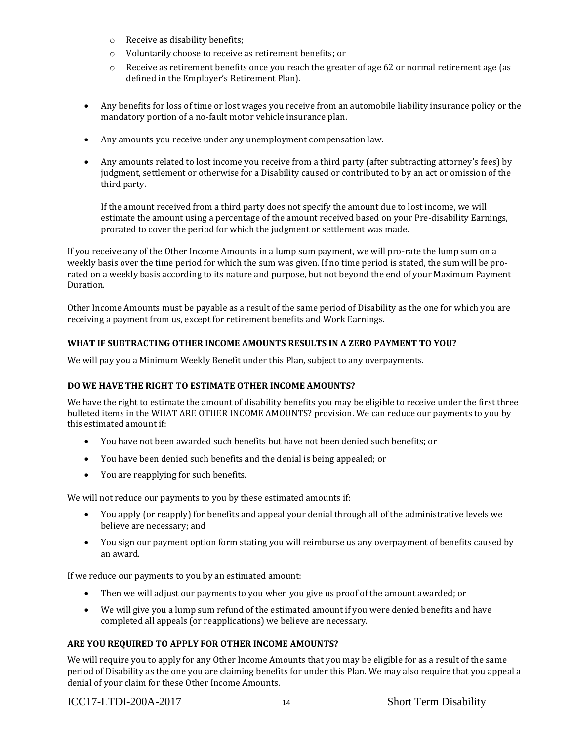- Receive as disability benefits;
  - Voluntarily choose to receive as retirement benefits; or
  - Receive as retirement benefits once you reach the greater of age 62 or normal retirement age (as defined in the Employer's Retirement Plan).

- Any benefits for loss of time or lost wages you receive from an automobile liability insurance policy or the mandatory portion of a no-fault motor vehicle insurance plan.

- Any amounts you receive under any unemployment compensation law.

- Any amounts related to lost income you receive from a third party (after subtracting attorney's fees) by judgment, settlement or otherwise for a Disability caused or contributed to by an act or omission of the third party.

  If the amount received from a third party does not specify the amount due to lost income, we will estimate the amount using a percentage of the amount received based on your Pre-disability Earnings, prorated to cover the period for which the judgment or settlement was made.

If you receive any of the Other Income Amounts in a lump sum payment, we will pro-rate the lump sum on a weekly basis over the time period for which the sum was given. If no time period is stated, the sum will be pro-rated on a weekly basis according to its nature and purpose, but not beyond the end of your Maximum Payment Duration.

Other Income Amounts must be payable as a result of the same period of Disability as the one for which you are receiving a payment from us, except for retirement benefits and Work Earnings.

**WHAT IF SUBTRACTING OTHER INCOME AMOUNTS RESULTS IN A ZERO PAYMENT TO YOU?**

We will pay you a Minimum Weekly Benefit under this Plan, subject to any overpayments.

**DO WE HAVE THE RIGHT TO ESTIMATE OTHER INCOME AMOUNTS?**

We have the right to estimate the amount of disability benefits you may be eligible to receive under the first three bulleted items in the WHAT ARE OTHER INCOME AMOUNTS? provision. We can reduce our payments to you by this estimated amount if:

- You have not been awarded such benefits but have not been denied such benefits; or
- You have been denied such benefits and the denial is being appealed; or
- You are reapplying for such benefits.

We will not reduce our payments to you by these estimated amounts if:

- You apply (or reapply) for benefits and appeal your denial through all of the administrative levels we believe are necessary; and
- You sign our payment option form stating you will reimburse us any overpayment of benefits caused by an award.

If we reduce our payments to you by an estimated amount:

- Then we will adjust our payments to you when you give us proof of the amount awarded; or
- We will give you a lump sum refund of the estimated amount if you were denied benefits and have completed all appeals (or reapplications) we believe are necessary.

**ARE YOU REQUIRED TO APPLY FOR OTHER INCOME AMOUNTS?**

We will require you to apply for any Other Income Amounts that you may be eligible for as a result of the same period of Disability as the one you are claiming benefits for under this Plan. We may also require that you appeal a denial of your claim for these Other Income Amounts.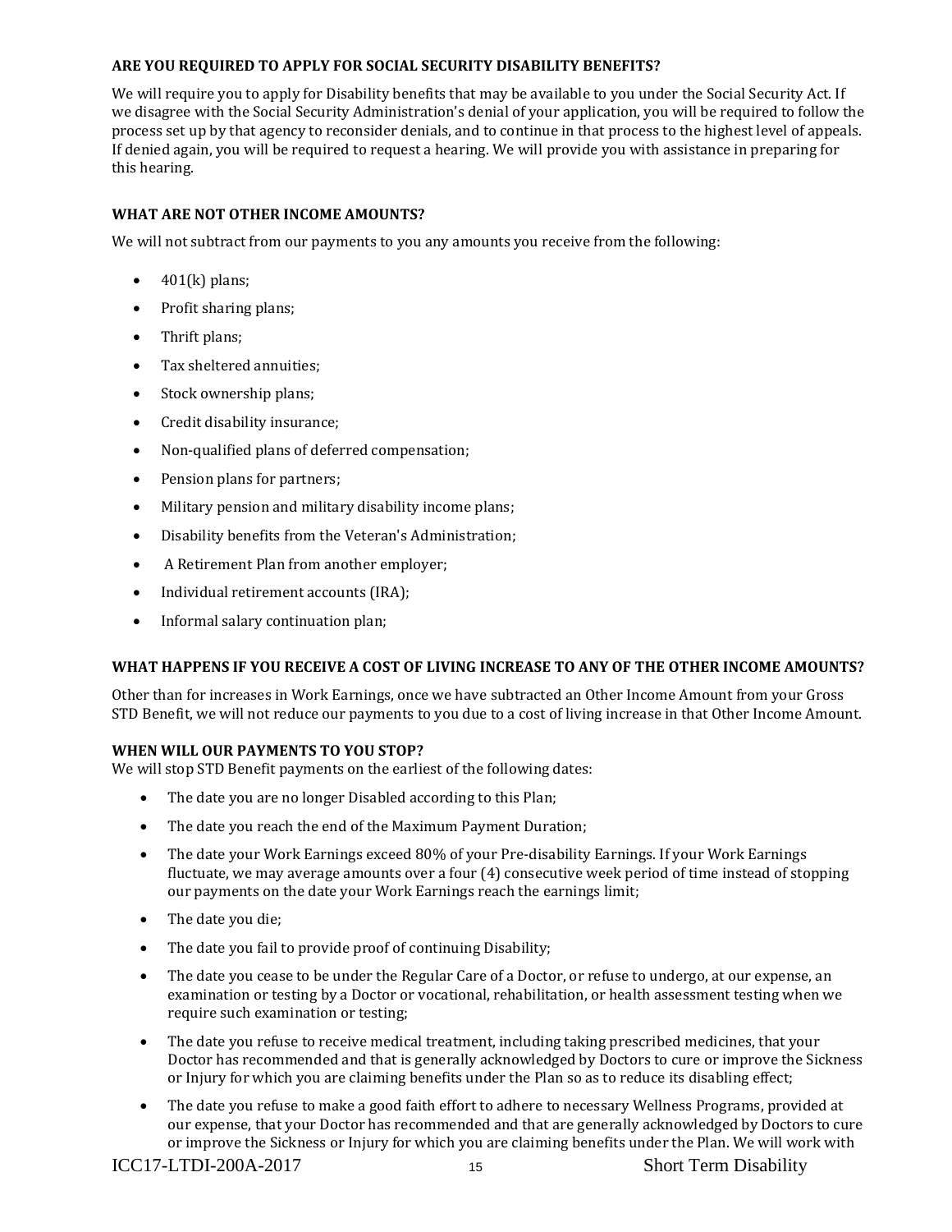### ARE YOU REQUIRED TO APPLY FOR SOCIAL SECURITY DISABILITY BENEFITS?

We will require you to apply for Disability benefits that may be available to you under the Social Security Act. If we disagree with the Social Security Administration's denial of your application, you will be required to follow the process set up by that agency to reconsider denials, and to continue in that process to the highest level of appeals. If denied again, you will be required to request a hearing. We will provide you with assistance in preparing for this hearing.

### WHAT ARE NOT OTHER INCOME AMOUNTS?

We will not subtract from our payments to you any amounts you receive from the following:

- 401(k) plans;
- Profit sharing plans;
- Thrift plans;
- Tax sheltered annuities;
- Stock ownership plans;
- Credit disability insurance;
- Non-qualified plans of deferred compensation;
- Pension plans for partners;
- Military pension and military disability income plans;
- Disability benefits from the Veteran's Administration;
- A Retirement Plan from another employer;
- Individual retirement accounts (IRA);
- Informal salary continuation plan;

### WHAT HAPPENS IF YOU RECEIVE A COST OF LIVING INCREASE TO ANY OF THE OTHER INCOME AMOUNTS?

Other than for increases in Work Earnings, once we have subtracted an Other Income Amount from your Gross STD Benefit, we will not reduce our payments to you due to a cost of living increase in that Other Income Amount.

### WHEN WILL OUR PAYMENTS TO YOU STOP?

We will stop STD Benefit payments on the earliest of the following dates:

- The date you are no longer Disabled according to this Plan;
- The date you reach the end of the Maximum Payment Duration;
- The date your Work Earnings exceed 80% of your Pre-disability Earnings. If your Work Earnings fluctuate, we may average amounts over a four (4) consecutive week period of time instead of stopping our payments on the date your Work Earnings reach the earnings limit;
- The date you die;
- The date you fail to provide proof of continuing Disability;
- The date you cease to be under the Regular Care of a Doctor, or refuse to undergo, at our expense, an examination or testing by a Doctor or vocational, rehabilitation, or health assessment testing when we require such examination or testing;
- The date you refuse to receive medical treatment, including taking prescribed medicines, that your Doctor has recommended and that is generally acknowledged by Doctors to cure or improve the Sickness or Injury for which you are claiming benefits under the Plan so as to reduce its disabling effect;
- The date you refuse to make a good faith effort to adhere to necessary Wellness Programs, provided at our expense, that your Doctor has recommended and that are generally acknowledged by Doctors to cure or improve the Sickness or Injury for which you are claiming benefits under the Plan. We will work with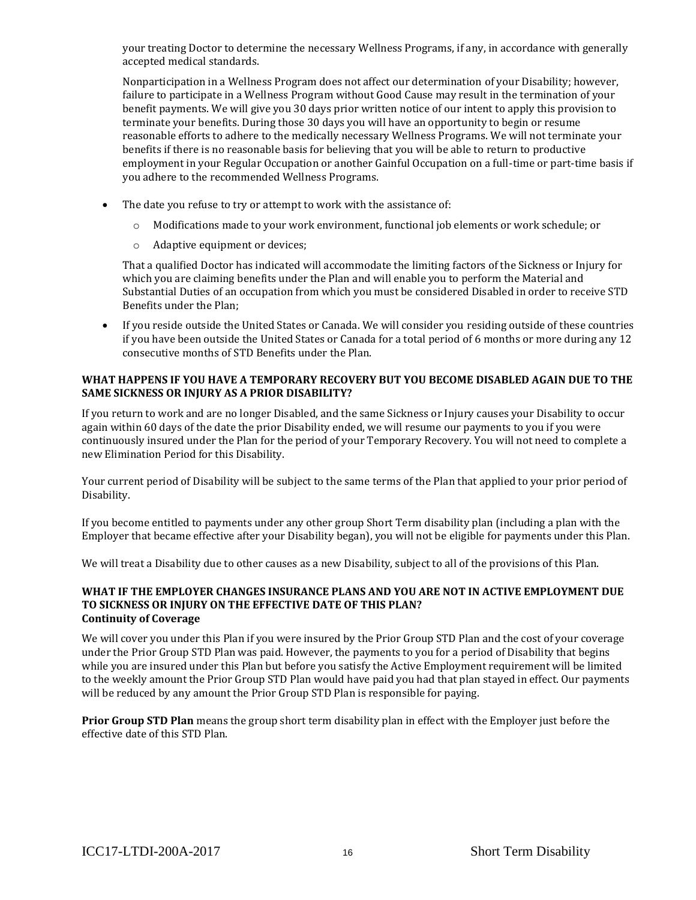your treating Doctor to determine the necessary Wellness Programs, if any, in accordance with generally accepted medical standards.

Nonparticipation in a Wellness Program does not affect our determination of your Disability; however, failure to participate in a Wellness Program without Good Cause may result in the termination of your benefit payments. We will give you 30 days prior written notice of our intent to apply this provision to terminate your benefits. During those 30 days you will have an opportunity to begin or resume reasonable efforts to adhere to the medically necessary Wellness Programs. We will not terminate your benefits if there is no reasonable basis for believing that you will be able to return to productive employment in your Regular Occupation or another Gainful Occupation on a full-time or part-time basis if you adhere to the recommended Wellness Programs.

- The date you refuse to try or attempt to work with the assistance of:
  - Modifications made to your work environment, functional job elements or work schedule; or
  - Adaptive equipment or devices;

  That a qualified Doctor has indicated will accommodate the limiting factors of the Sickness or Injury for which you are claiming benefits under the Plan and will enable you to perform the Material and Substantial Duties of an occupation from which you must be considered Disabled in order to receive STD Benefits under the Plan;
- If you reside outside the United States or Canada. We will consider you residing outside of these countries if you have been outside the United States or Canada for a total period of 6 months or more during any 12 consecutive months of STD Benefits under the Plan.

**WHAT HAPPENS IF YOU HAVE A TEMPORARY RECOVERY BUT YOU BECOME DISABLED AGAIN DUE TO THE SAME SICKNESS OR INJURY AS A PRIOR DISABILITY?**

If you return to work and are no longer Disabled, and the same Sickness or Injury causes your Disability to occur again within 60 days of the date the prior Disability ended, we will resume our payments to you if you were continuously insured under the Plan for the period of your Temporary Recovery. You will not need to complete a new Elimination Period for this Disability.

Your current period of Disability will be subject to the same terms of the Plan that applied to your prior period of Disability.

If you become entitled to payments under any other group Short Term disability plan (including a plan with the Employer that became effective after your Disability began), you will not be eligible for payments under this Plan.

We will treat a Disability due to other causes as a new Disability, subject to all of the provisions of this Plan.

**WHAT IF THE EMPLOYER CHANGES INSURANCE PLANS AND YOU ARE NOT IN ACTIVE EMPLOYMENT DUE TO SICKNESS OR INJURY ON THE EFFECTIVE DATE OF THIS PLAN?**
**Continuity of Coverage**

We will cover you under this Plan if you were insured by the Prior Group STD Plan and the cost of your coverage under the Prior Group STD Plan was paid. However, the payments to you for a period of Disability that begins while you are insured under this Plan but before you satisfy the Active Employment requirement will be limited to the weekly amount the Prior Group STD Plan would have paid you had that plan stayed in effect. Our payments will be reduced by any amount the Prior Group STD Plan is responsible for paying.

**Prior Group STD Plan** means the group short term disability plan in effect with the Employer just before the effective date of this STD Plan.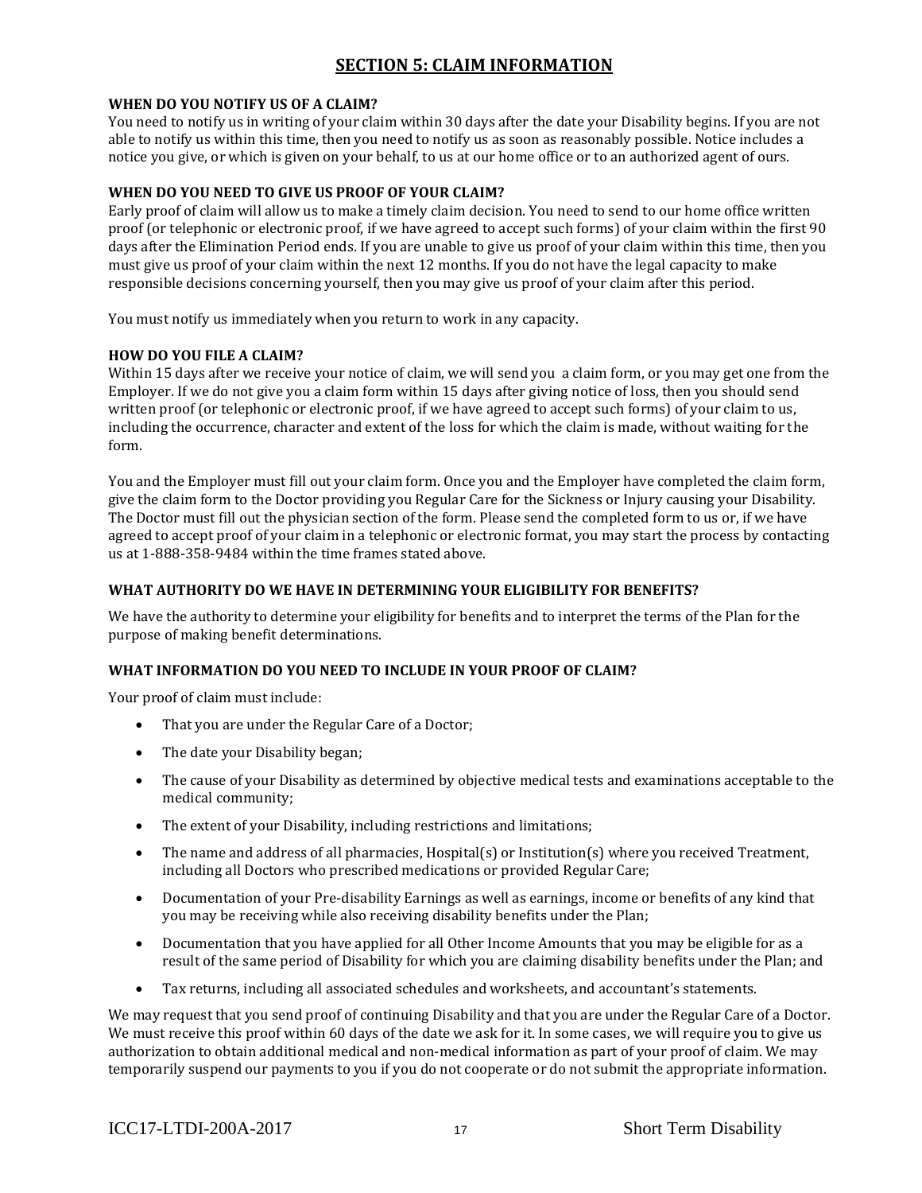## SECTION 5: CLAIM INFORMATION

**WHEN DO YOU NOTIFY US OF A CLAIM?**

You need to notify us in writing of your claim within 30 days after the date your Disability begins. If you are not able to notify us within this time, then you need to notify us as soon as reasonably possible. Notice includes a notice you give, or which is given on your behalf, to us at our home office or to an authorized agent of ours.

**WHEN DO YOU NEED TO GIVE US PROOF OF YOUR CLAIM?**

Early proof of claim will allow us to make a timely claim decision. You need to send to our home office written proof (or telephonic or electronic proof, if we have agreed to accept such forms) of your claim within the first 90 days after the Elimination Period ends. If you are unable to give us proof of your claim within this time, then you must give us proof of your claim within the next 12 months. If you do not have the legal capacity to make responsible decisions concerning yourself, then you may give us proof of your claim after this period.

You must notify us immediately when you return to work in any capacity.

**HOW DO YOU FILE A CLAIM?**

Within 15 days after we receive your notice of claim, we will send you a claim form, or you may get one from the Employer. If we do not give you a claim form within 15 days after giving notice of loss, then you should send written proof (or telephonic or electronic proof, if we have agreed to accept such forms) of your claim to us, including the occurrence, character and extent of the loss for which the claim is made, without waiting for the form.

You and the Employer must fill out your claim form. Once you and the Employer have completed the claim form, give the claim form to the Doctor providing you Regular Care for the Sickness or Injury causing your Disability. The Doctor must fill out the physician section of the form. Please send the completed form to us or, if we have agreed to accept proof of your claim in a telephonic or electronic format, you may start the process by contacting us at 1-888-358-9484 within the time frames stated above.

**WHAT AUTHORITY DO WE HAVE IN DETERMINING YOUR ELIGIBILITY FOR BENEFITS?**

We have the authority to determine your eligibility for benefits and to interpret the terms of the Plan for the purpose of making benefit determinations.

**WHAT INFORMATION DO YOU NEED TO INCLUDE IN YOUR PROOF OF CLAIM?**

Your proof of claim must include:

- That you are under the Regular Care of a Doctor;
- The date your Disability began;
- The cause of your Disability as determined by objective medical tests and examinations acceptable to the medical community;
- The extent of your Disability, including restrictions and limitations;
- The name and address of all pharmacies, Hospital(s) or Institution(s) where you received Treatment, including all Doctors who prescribed medications or provided Regular Care;
- Documentation of your Pre-disability Earnings as well as earnings, income or benefits of any kind that you may be receiving while also receiving disability benefits under the Plan;
- Documentation that you have applied for all Other Income Amounts that you may be eligible for as a result of the same period of Disability for which you are claiming disability benefits under the Plan; and
- Tax returns, including all associated schedules and worksheets, and accountant's statements.

We may request that you send proof of continuing Disability and that you are under the Regular Care of a Doctor. We must receive this proof within 60 days of the date we ask for it. In some cases, we will require you to give us authorization to obtain additional medical and non-medical information as part of your proof of claim. We may temporarily suspend our payments to you if you do not cooperate or do not submit the appropriate information.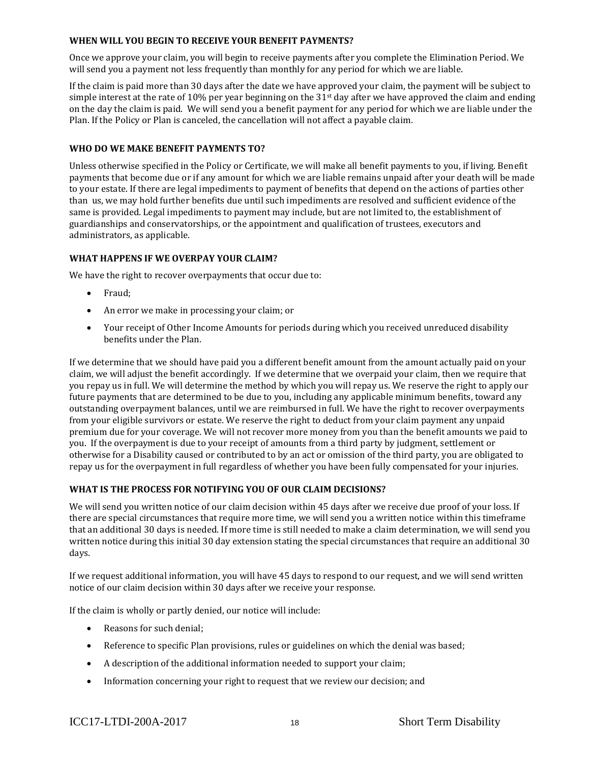**WHEN WILL YOU BEGIN TO RECEIVE YOUR BENEFIT PAYMENTS?**

Once we approve your claim, you will begin to receive payments after you complete the Elimination Period. We will send you a payment not less frequently than monthly for any period for which we are liable.

If the claim is paid more than 30 days after the date we have approved your claim, the payment will be subject to simple interest at the rate of 10% per year beginning on the 31st day after we have approved the claim and ending on the day the claim is paid. We will send you a benefit payment for any period for which we are liable under the Plan. If the Policy or Plan is canceled, the cancellation will not affect a payable claim.

**WHO DO WE MAKE BENEFIT PAYMENTS TO?**

Unless otherwise specified in the Policy or Certificate, we will make all benefit payments to you, if living. Benefit payments that become due or if any amount for which we are liable remains unpaid after your death will be made to your estate. If there are legal impediments to payment of benefits that depend on the actions of parties other than us, we may hold further benefits due until such impediments are resolved and sufficient evidence of the same is provided. Legal impediments to payment may include, but are not limited to, the establishment of guardianships and conservatorships, or the appointment and qualification of trustees, executors and administrators, as applicable.

**WHAT HAPPENS IF WE OVERPAY YOUR CLAIM?**

We have the right to recover overpayments that occur due to:

- Fraud;
- An error we make in processing your claim; or
- Your receipt of Other Income Amounts for periods during which you received unreduced disability benefits under the Plan.

If we determine that we should have paid you a different benefit amount from the amount actually paid on your claim, we will adjust the benefit accordingly. If we determine that we overpaid your claim, then we require that you repay us in full. We will determine the method by which you will repay us. We reserve the right to apply our future payments that are determined to be due to you, including any applicable minimum benefits, toward any outstanding overpayment balances, until we are reimbursed in full. We have the right to recover overpayments from your eligible survivors or estate. We reserve the right to deduct from your claim payment any unpaid premium due for your coverage. We will not recover more money from you than the benefit amounts we paid to you. If the overpayment is due to your receipt of amounts from a third party by judgment, settlement or otherwise for a Disability caused or contributed to by an act or omission of the third party, you are obligated to repay us for the overpayment in full regardless of whether you have been fully compensated for your injuries.

**WHAT IS THE PROCESS FOR NOTIFYING YOU OF OUR CLAIM DECISIONS?**

We will send you written notice of our claim decision within 45 days after we receive due proof of your loss. If there are special circumstances that require more time, we will send you a written notice within this timeframe that an additional 30 days is needed. If more time is still needed to make a claim determination, we will send you written notice during this initial 30 day extension stating the special circumstances that require an additional 30 days.

If we request additional information, you will have 45 days to respond to our request, and we will send written notice of our claim decision within 30 days after we receive your response.

If the claim is wholly or partly denied, our notice will include:

- Reasons for such denial;
- Reference to specific Plan provisions, rules or guidelines on which the denial was based;
- A description of the additional information needed to support your claim;
- Information concerning your right to request that we review our decision; and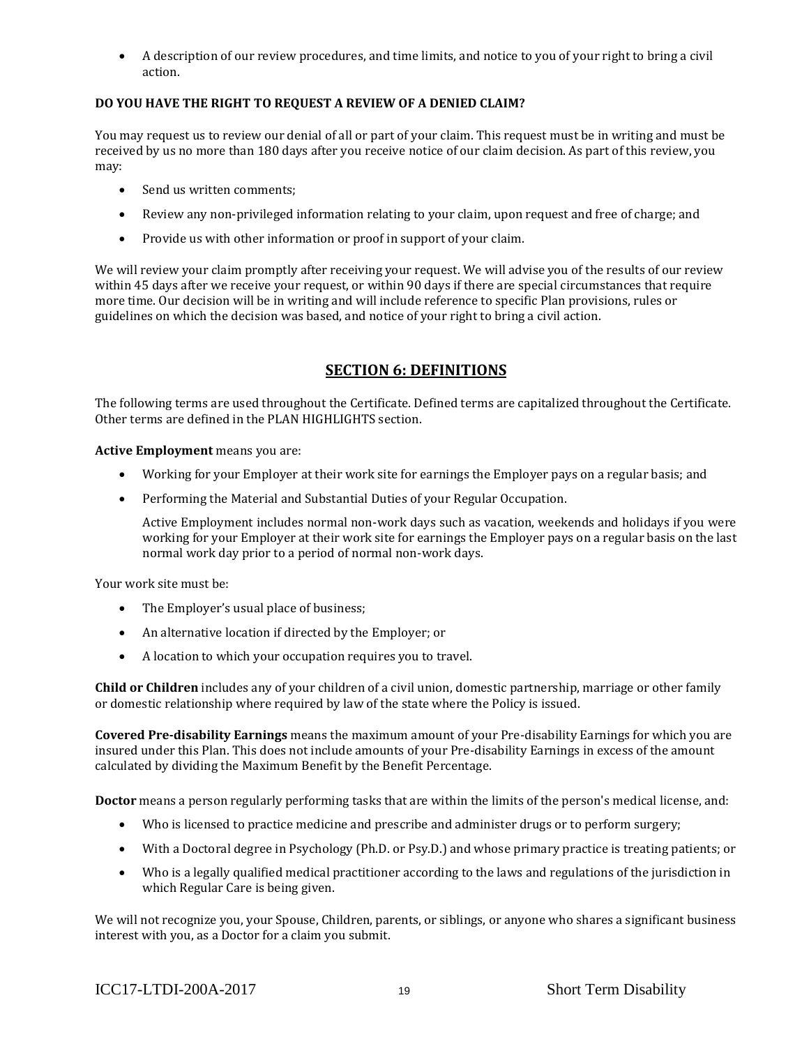- A description of our review procedures, and time limits, and notice to you of your right to bring a civil action.

**DO YOU HAVE THE RIGHT TO REQUEST A REVIEW OF A DENIED CLAIM?**

You may request us to review our denial of all or part of your claim. This request must be in writing and must be received by us no more than 180 days after you receive notice of our claim decision. As part of this review, you may:

- Send us written comments;
- Review any non-privileged information relating to your claim, upon request and free of charge; and
- Provide us with other information or proof in support of your claim.

We will review your claim promptly after receiving your request. We will advise you of the results of our review within 45 days after we receive your request, or within 90 days if there are special circumstances that require more time. Our decision will be in writing and will include reference to specific Plan provisions, rules or guidelines on which the decision was based, and notice of your right to bring a civil action.

## SECTION 6: DEFINITIONS

The following terms are used throughout the Certificate. Defined terms are capitalized throughout the Certificate. Other terms are defined in the PLAN HIGHLIGHTS section.

**Active Employment** means you are:

- Working for your Employer at their work site for earnings the Employer pays on a regular basis; and
- Performing the Material and Substantial Duties of your Regular Occupation.

  Active Employment includes normal non-work days such as vacation, weekends and holidays if you were working for your Employer at their work site for earnings the Employer pays on a regular basis on the last normal work day prior to a period of normal non-work days.

Your work site must be:

- The Employer's usual place of business;
- An alternative location if directed by the Employer; or
- A location to which your occupation requires you to travel.

**Child or Children** includes any of your children of a civil union, domestic partnership, marriage or other family or domestic relationship where required by law of the state where the Policy is issued.

**Covered Pre-disability Earnings** means the maximum amount of your Pre-disability Earnings for which you are insured under this Plan. This does not include amounts of your Pre-disability Earnings in excess of the amount calculated by dividing the Maximum Benefit by the Benefit Percentage.

**Doctor** means a person regularly performing tasks that are within the limits of the person's medical license, and:

- Who is licensed to practice medicine and prescribe and administer drugs or to perform surgery;
- With a Doctoral degree in Psychology (Ph.D. or Psy.D.) and whose primary practice is treating patients; or
- Who is a legally qualified medical practitioner according to the laws and regulations of the jurisdiction in which Regular Care is being given.

We will not recognize you, your Spouse, Children, parents, or siblings, or anyone who shares a significant business interest with you, as a Doctor for a claim you submit.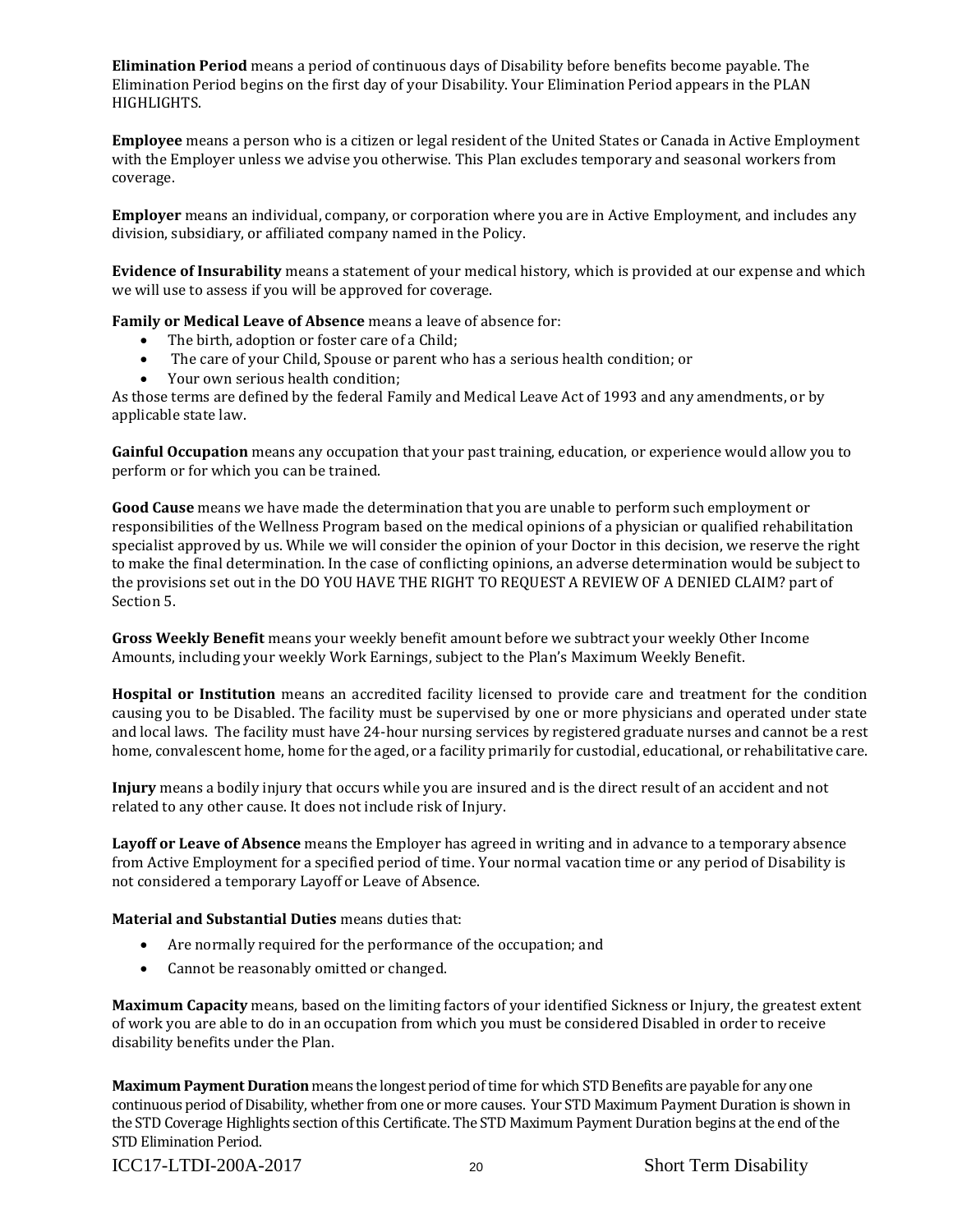**Elimination Period** means a period of continuous days of Disability before benefits become payable. The Elimination Period begins on the first day of your Disability. Your Elimination Period appears in the PLAN HIGHLIGHTS.

**Employee** means a person who is a citizen or legal resident of the United States or Canada in Active Employment with the Employer unless we advise you otherwise. This Plan excludes temporary and seasonal workers from coverage.

**Employer** means an individual, company, or corporation where you are in Active Employment, and includes any division, subsidiary, or affiliated company named in the Policy.

**Evidence of Insurability** means a statement of your medical history, which is provided at our expense and which we will use to assess if you will be approved for coverage.

**Family or Medical Leave of Absence** means a leave of absence for:

- The birth, adoption or foster care of a Child;
- The care of your Child, Spouse or parent who has a serious health condition; or
- Your own serious health condition;

As those terms are defined by the federal Family and Medical Leave Act of 1993 and any amendments, or by applicable state law.

**Gainful Occupation** means any occupation that your past training, education, or experience would allow you to perform or for which you can be trained.

**Good Cause** means we have made the determination that you are unable to perform such employment or responsibilities of the Wellness Program based on the medical opinions of a physician or qualified rehabilitation specialist approved by us. While we will consider the opinion of your Doctor in this decision, we reserve the right to make the final determination. In the case of conflicting opinions, an adverse determination would be subject to the provisions set out in the DO YOU HAVE THE RIGHT TO REQUEST A REVIEW OF A DENIED CLAIM? part of Section 5.

**Gross Weekly Benefit** means your weekly benefit amount before we subtract your weekly Other Income Amounts, including your weekly Work Earnings, subject to the Plan's Maximum Weekly Benefit.

**Hospital or Institution** means an accredited facility licensed to provide care and treatment for the condition causing you to be Disabled. The facility must be supervised by one or more physicians and operated under state and local laws. The facility must have 24-hour nursing services by registered graduate nurses and cannot be a rest home, convalescent home, home for the aged, or a facility primarily for custodial, educational, or rehabilitative care.

**Injury** means a bodily injury that occurs while you are insured and is the direct result of an accident and not related to any other cause. It does not include risk of Injury.

**Layoff or Leave of Absence** means the Employer has agreed in writing and in advance to a temporary absence from Active Employment for a specified period of time. Your normal vacation time or any period of Disability is not considered a temporary Layoff or Leave of Absence.

**Material and Substantial Duties** means duties that:

- Are normally required for the performance of the occupation; and
- Cannot be reasonably omitted or changed.

**Maximum Capacity** means, based on the limiting factors of your identified Sickness or Injury, the greatest extent of work you are able to do in an occupation from which you must be considered Disabled in order to receive disability benefits under the Plan.

**Maximum Payment Duration** means the longest period of time for which STD Benefits are payable for any one continuous period of Disability, whether from one or more causes. Your STD Maximum Payment Duration is shown in the STD Coverage Highlights section of this Certificate. The STD Maximum Payment Duration begins at the end of the STD Elimination Period.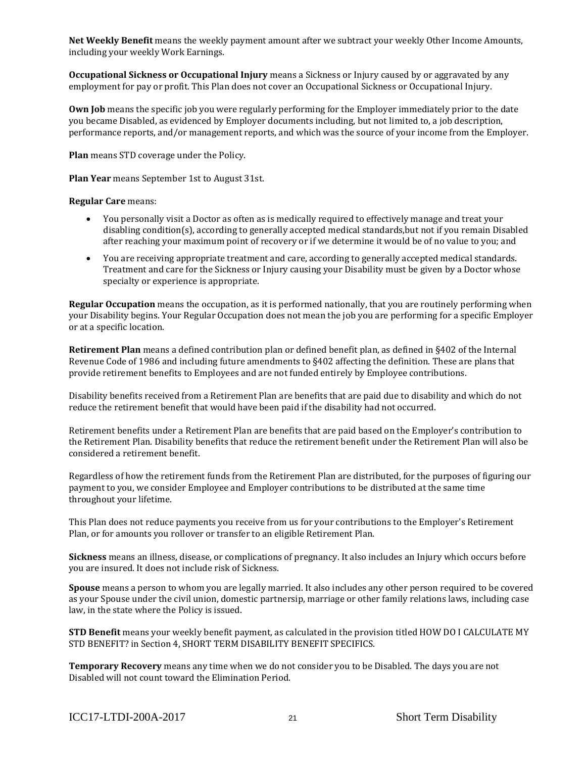**Net Weekly Benefit** means the weekly payment amount after we subtract your weekly Other Income Amounts, including your weekly Work Earnings.

**Occupational Sickness or Occupational Injury** means a Sickness or Injury caused by or aggravated by any employment for pay or profit. This Plan does not cover an Occupational Sickness or Occupational Injury.

**Own Job** means the specific job you were regularly performing for the Employer immediately prior to the date you became Disabled, as evidenced by Employer documents including, but not limited to, a job description, performance reports, and/or management reports, and which was the source of your income from the Employer.

**Plan** means STD coverage under the Policy.

**Plan Year** means September 1st to August 31st.

**Regular Care** means:

- You personally visit a Doctor as often as is medically required to effectively manage and treat your disabling condition(s), according to generally accepted medical standards,but not if you remain Disabled after reaching your maximum point of recovery or if we determine it would be of no value to you; and
- You are receiving appropriate treatment and care, according to generally accepted medical standards. Treatment and care for the Sickness or Injury causing your Disability must be given by a Doctor whose specialty or experience is appropriate.

**Regular Occupation** means the occupation, as it is performed nationally, that you are routinely performing when your Disability begins. Your Regular Occupation does not mean the job you are performing for a specific Employer or at a specific location.

**Retirement Plan** means a defined contribution plan or defined benefit plan, as defined in §402 of the Internal Revenue Code of 1986 and including future amendments to §402 affecting the definition. These are plans that provide retirement benefits to Employees and are not funded entirely by Employee contributions.

Disability benefits received from a Retirement Plan are benefits that are paid due to disability and which do not reduce the retirement benefit that would have been paid if the disability had not occurred.

Retirement benefits under a Retirement Plan are benefits that are paid based on the Employer's contribution to the Retirement Plan. Disability benefits that reduce the retirement benefit under the Retirement Plan will also be considered a retirement benefit.

Regardless of how the retirement funds from the Retirement Plan are distributed, for the purposes of figuring our payment to you, we consider Employee and Employer contributions to be distributed at the same time throughout your lifetime.

This Plan does not reduce payments you receive from us for your contributions to the Employer's Retirement Plan, or for amounts you rollover or transfer to an eligible Retirement Plan.

**Sickness** means an illness, disease, or complications of pregnancy. It also includes an Injury which occurs before you are insured. It does not include risk of Sickness.

**Spouse** means a person to whom you are legally married. It also includes any other person required to be covered as your Spouse under the civil union, domestic partnersip, marriage or other family relations laws, including case law, in the state where the Policy is issued.

**STD Benefit** means your weekly benefit payment, as calculated in the provision titled HOW DO I CALCULATE MY STD BENEFIT? in Section 4, SHORT TERM DISABILITY BENEFIT SPECIFICS.

**Temporary Recovery** means any time when we do not consider you to be Disabled. The days you are not Disabled will not count toward the Elimination Period.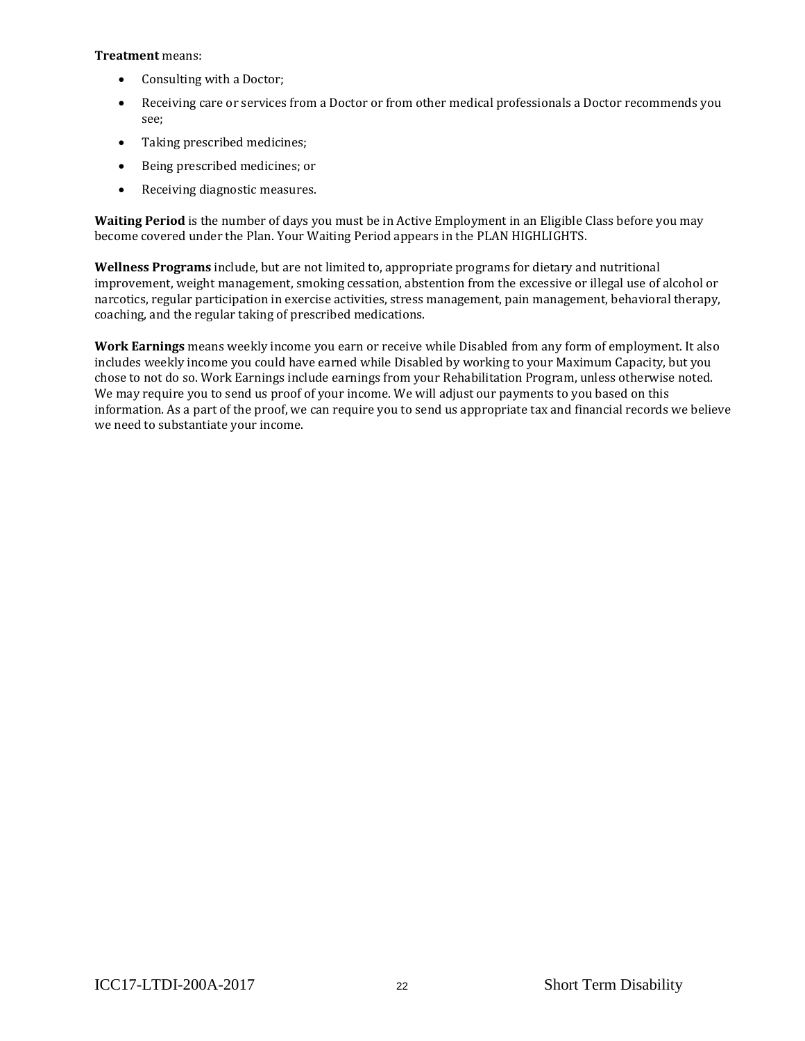**Treatment** means:

- Consulting with a Doctor;
- Receiving care or services from a Doctor or from other medical professionals a Doctor recommends you see;
- Taking prescribed medicines;
- Being prescribed medicines; or
- Receiving diagnostic measures.

**Waiting Period** is the number of days you must be in Active Employment in an Eligible Class before you may become covered under the Plan. Your Waiting Period appears in the PLAN HIGHLIGHTS.

**Wellness Programs** include, but are not limited to, appropriate programs for dietary and nutritional improvement, weight management, smoking cessation, abstention from the excessive or illegal use of alcohol or narcotics, regular participation in exercise activities, stress management, pain management, behavioral therapy, coaching, and the regular taking of prescribed medications.

**Work Earnings** means weekly income you earn or receive while Disabled from any form of employment. It also includes weekly income you could have earned while Disabled by working to your Maximum Capacity, but you chose to not do so. Work Earnings include earnings from your Rehabilitation Program, unless otherwise noted. We may require you to send us proof of your income. We will adjust our payments to you based on this information. As a part of the proof, we can require you to send us appropriate tax and financial records we believe we need to substantiate your income.